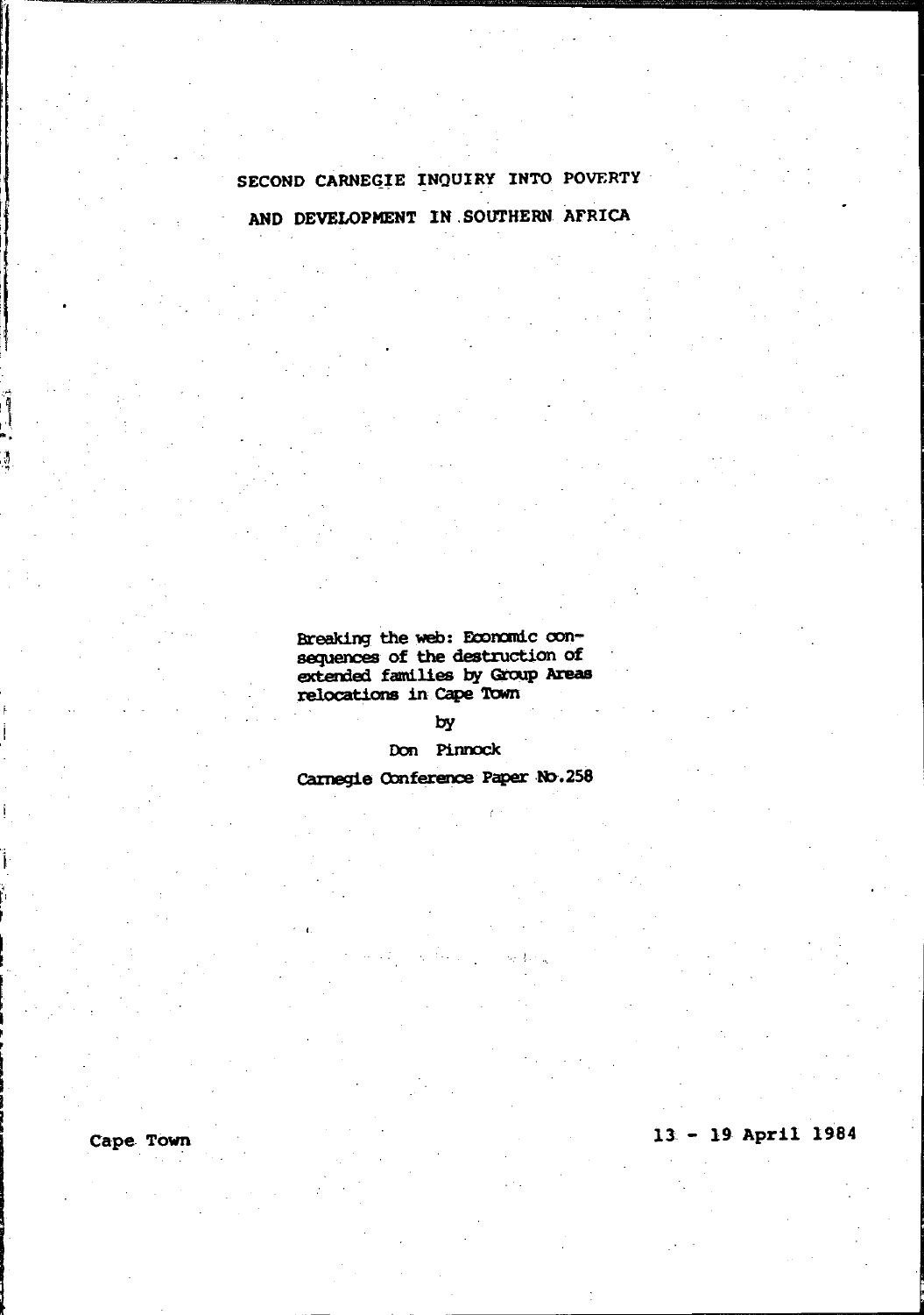# SECOND CARNEGIE INQUIRY INTO POVERTY AND DEVELOPMENT IN SOUTHERN AFRICA

Breaking the web: Economic consequences of the destruction of extended families by Group Areas relocations in Cape Town

by

Don Pinnock

Carnegie Conference Paper No.258

Cape Town

13 - 19 April 1984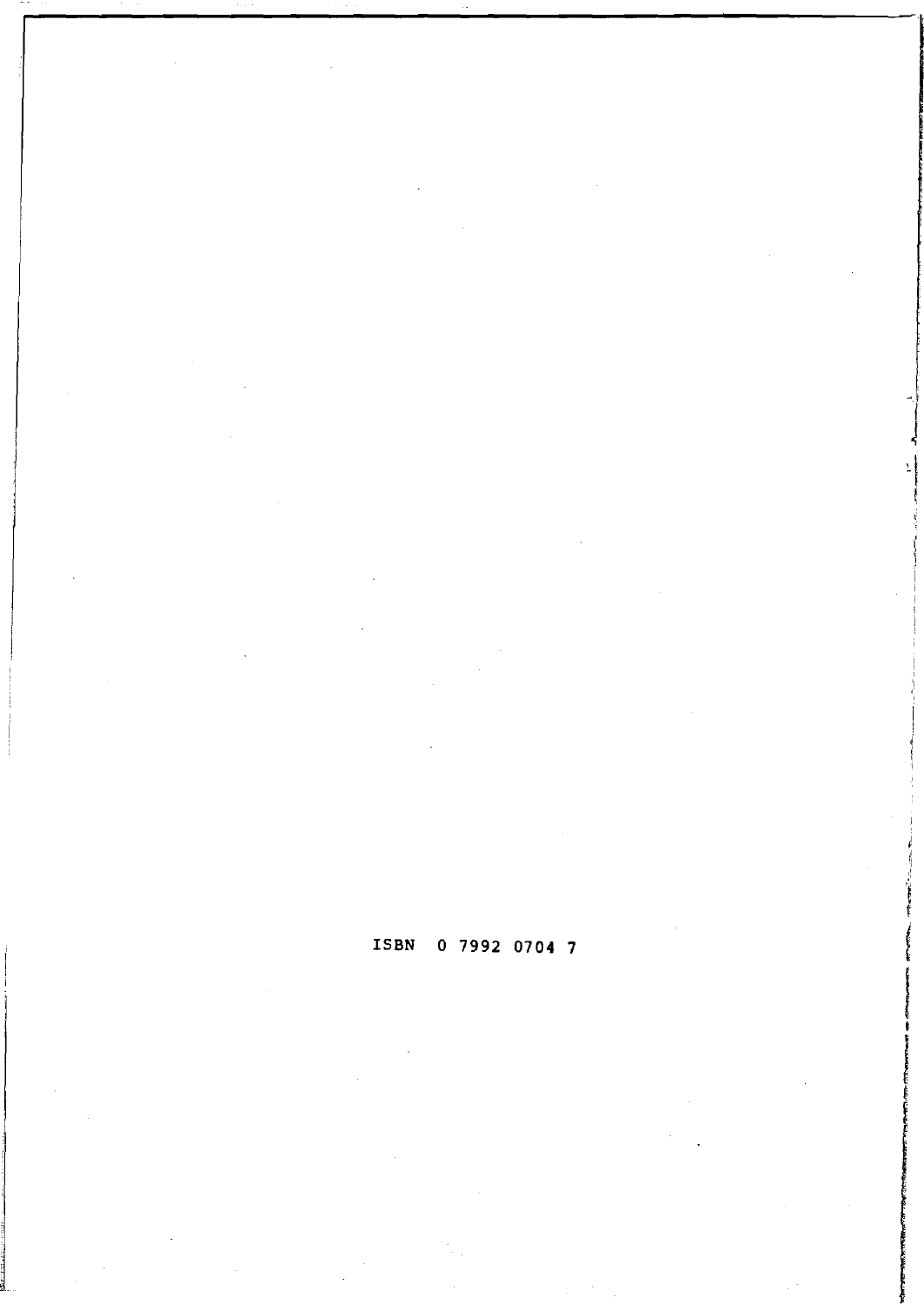ISBN 0 7992 0704 7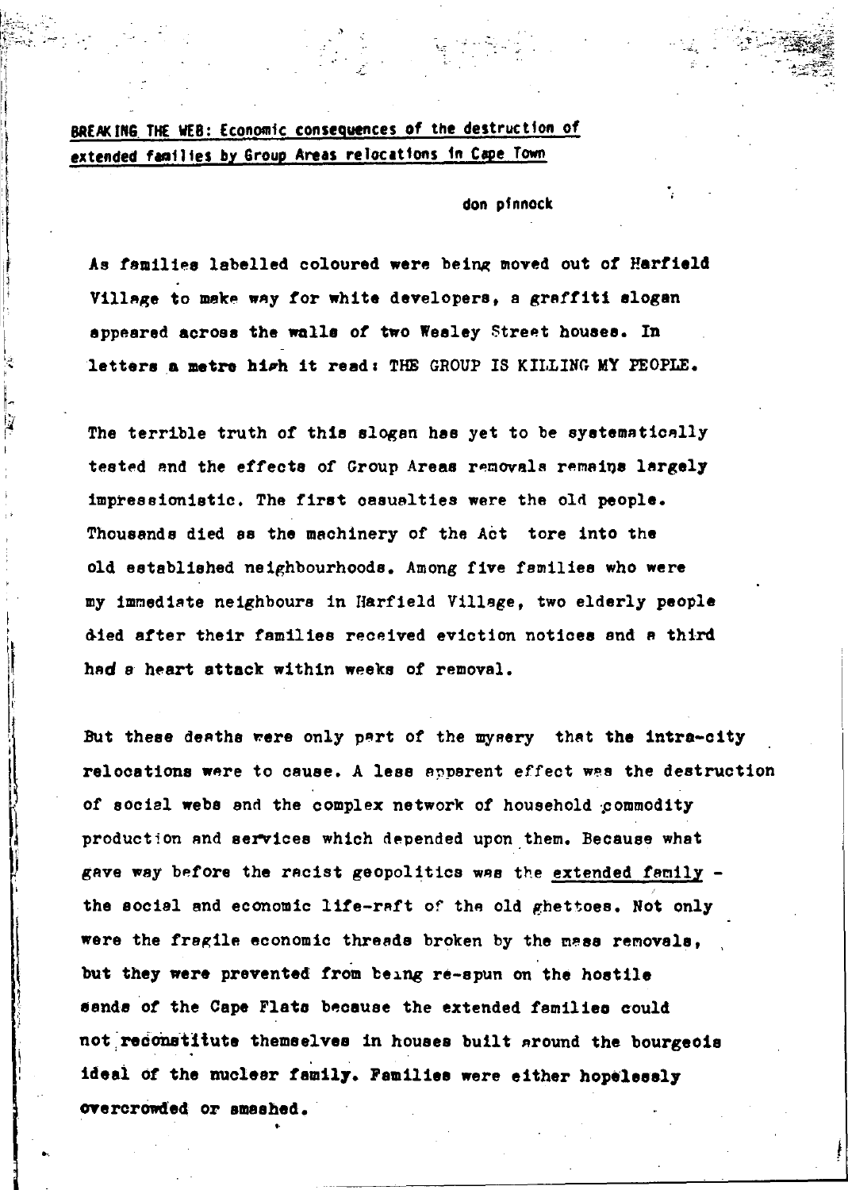## BREAKING THE WEB: Economic consequences of the destruction of extended families by Group Areas relocations in Cape Town

don pinnock

As families labelled coloured were being moved out of Harfield Village to make way for white developers, a graffiti slogan appeared across the walls of two Wesley Street houses. In letters a metre high it read: THE GROUP IS KILLING MY PEOPLE.

The terrible truth of this slogan has yet to be systematically tested and the effects of Group Areas removals remains largely impressionistic. The first casualties were the old people. Thousands died as the machinery of the Act tore into the old established neighbourhoods. Among five families who were my immediate neighbours in Harfield Village, two elderly people died after their families received eviction notices and a third had a heart attack within weeks of removal.

But these deaths were only part of the mysery that the intra-city relocations were to cause. A less apparent effect was the destruction of social webs and the complex network of household commodity production and services which depended upon them. Because what gave way before the racist geopolitics was the <u>extended family</u> - the social and economic life-raft of the old ghettoes. Not only were the fragile economic threads broken by the mass removals, but they were prevented from being re-spun on the hostile sands of the Cape Flats because the extended families could not reconstitute themselves in houses built around the bourgeois ideal of the nuclear family. Families were either hopelessly overcrowded or smashed.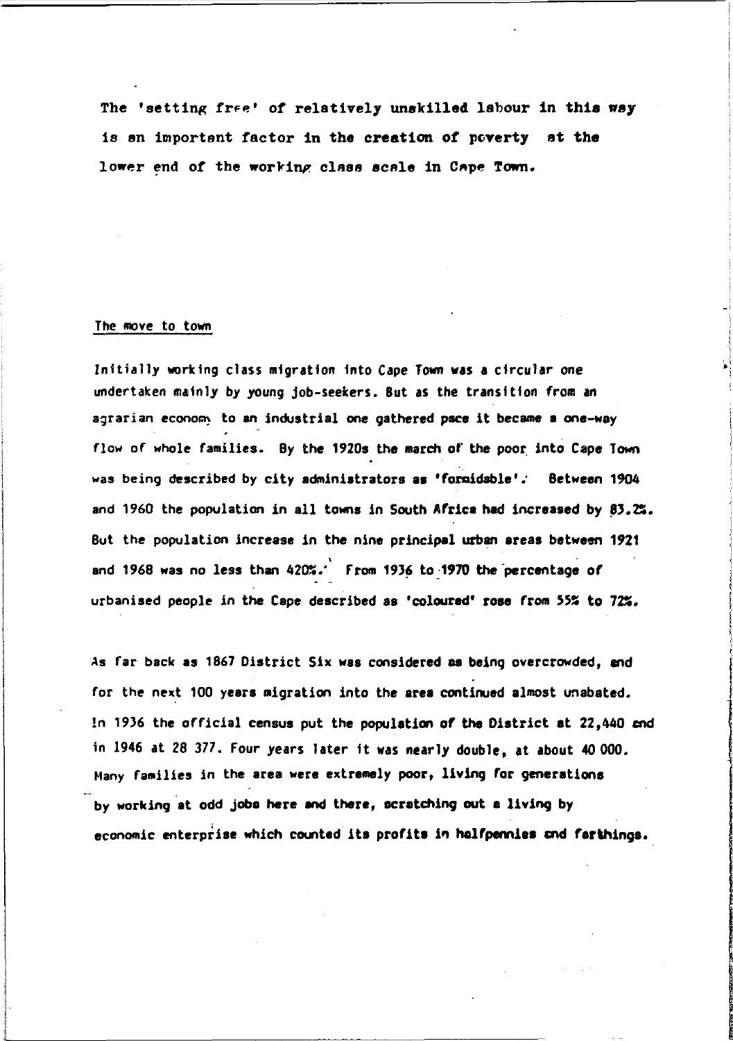The 'setting free' of relatively unskilled labour in this way is an important factor in the creation of poverty at the lower end of the working class scale in Cape Town.

## The move to town

Initially working class migration into Cape Town was a circular one undertaken mainly by young job-seekers. But as the transition from an agrarian economy to an industrial one gathered pace it became a one-way flow of whole families. By the 1920s the march of the poor into Cape Town was being described by city administrators as 'formidable'. Between 1904 and 1960 the population in all towns in South Africa had increased by 83.2%. But the population increase in the nine principal urban areas between 1921 and 1968 was no less than 420%. From 1936 to 1970 the percentage of urbanised people in the Cape described as 'coloured' rose from 55% to 72%.

As far back as 1867 District Six was considered as being overcrowded, and for the next 100 years migration into the area continued almost unabated. In 1936 the official census put the population of the District at 22,440 and in 1946 at 28 377. Four years later it was nearly double, at about 40 000. Many families in the area were extremely poor, living for generations by working at odd jobs here and there, scratching out a living by economic enterprise which counted its profits in halfpennies and farthings.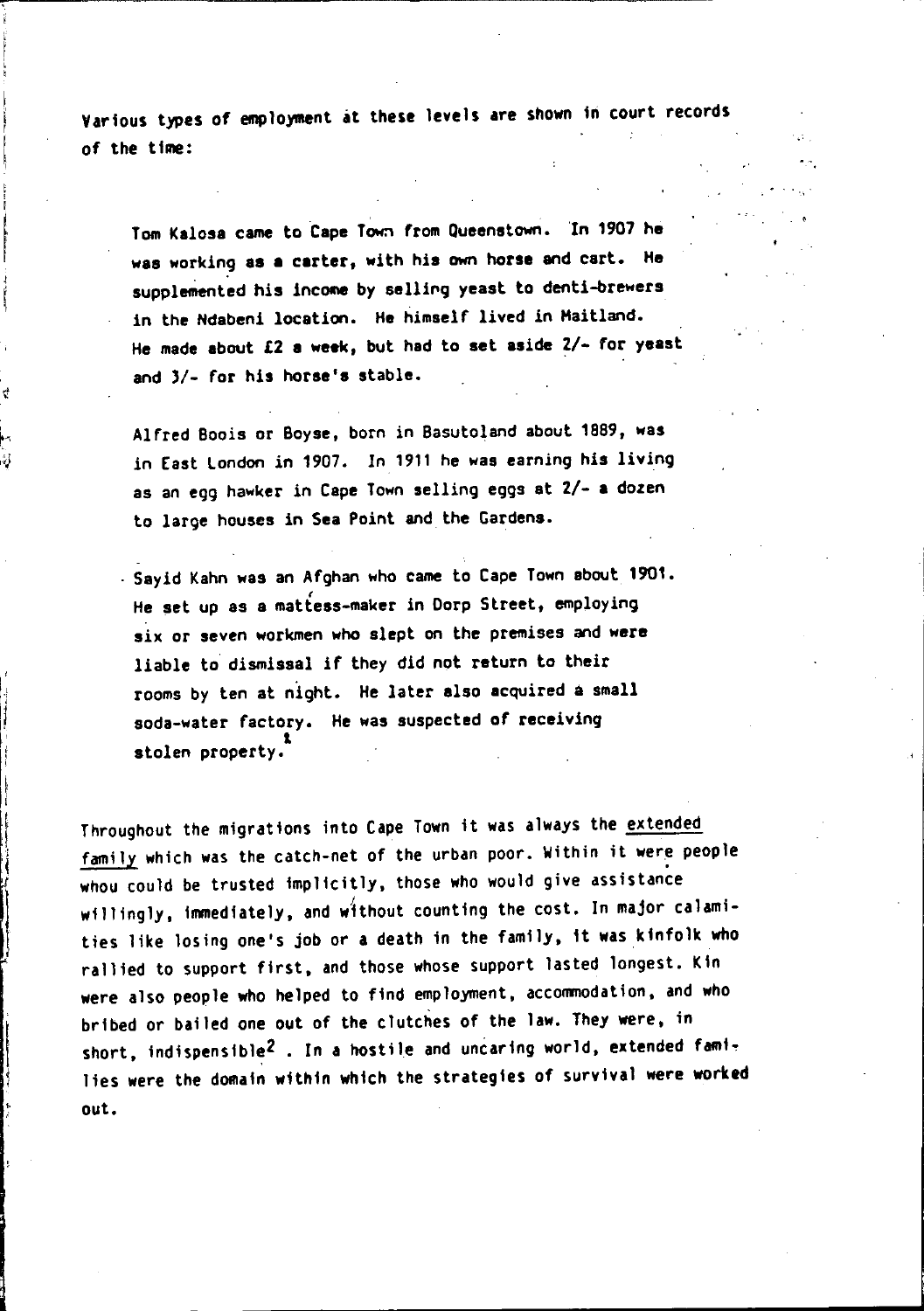Various types of employment at these levels are shown in court records of the time:

> Tom Kalosa came to Cape Town from Queenstown. In 1907 he was working as a carter, with his own horse and cart. He supplemented his income by selling yeast to denti-brewers in the Ndabeni location. He himself lived in Maitland. He made about £2 a week, but had to set aside 2/- for yeast and 3/- for his horse's stable.
>
> Alfred Boois or Boyse, born in Basutoland about 1889, was in East London in 1907. In 1911 he was earning his living as an egg hawker in Cape Town selling eggs at 2/- a dozen to large houses in Sea Point and the Gardens.
>
> Sayid Kahn was an Afghan who came to Cape Town about 1901. He set up as a mattess-maker in Dorp Street, employing six or seven workmen who slept on the premises and were liable to dismissal if they did not return to their rooms by ten at night. He later also acquired a small soda-water factory. He was suspected of receiving stolen property.[1]

Throughout the migrations into Cape Town it was always the <u>extended family</u> which was the catch-net of the urban poor. Within it were people whou could be trusted implicitly, those who would give assistance willingly, immediately, and without counting the cost. In major calamities like losing one's job or a death in the family, it was kinfolk who rallied to support first, and those whose support lasted longest. Kin were also people who helped to find employment, accommodation, and who bribed or bailed one out of the clutches of the law. They were, in short, indispensible[2] . In a hostile and uncaring world, extended families were the domain within which the strategies of survival were worked out.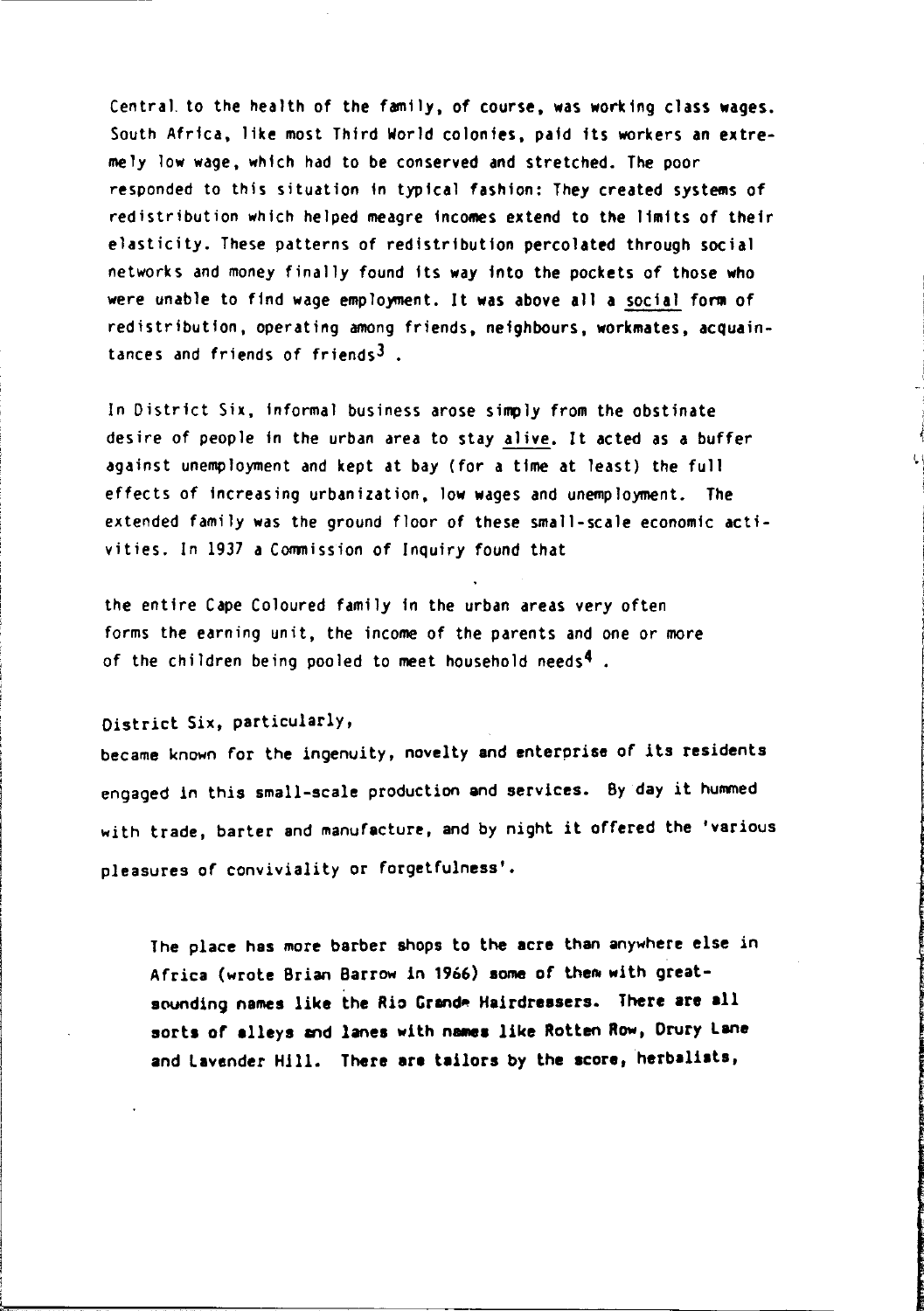Central to the health of the family, of course, was working class wages. South Africa, like most Third World colonies, paid its workers an extremely low wage, which had to be conserved and stretched. The poor responded to this situation in typical fashion: They created systems of redistribution which helped meagre incomes extend to the limits of their elasticity. These patterns of redistribution percolated through social networks and money finally found its way into the pockets of those who were unable to find wage employment. It was above all a social form of redistribution, operating among friends, neighbours, workmates, acquaintances and friends of friends[3] .

In District Six, informal business arose simply from the obstinate desire of people in the urban area to stay alive. It acted as a buffer against unemployment and kept at bay (for a time at least) the full effects of increasing urbanization, low wages and unemployment. The extended family was the ground floor of these small-scale economic activities. In 1937 a Commission of Inquiry found that

> the entire Cape Coloured family in the urban areas very often forms the earning unit, the income of the parents and one or more of the children being pooled to meet household needs[4] .

District Six, particularly,
became known for the ingenuity, novelty and enterprise of its residents engaged in this small-scale production and services. By day it hummed with trade, barter and manufacture, and by night it offered the 'various pleasures of conviviality or forgetfulness'.

> The place has more barber shops to the acre than anywhere else in Africa (wrote Brian Barrow in 1966) some of them with great-sounding names like the Rio Grande Hairdressers. There are all sorts of alleys and lanes with names like Rotten Row, Drury Lane and Lavender Hill. There are tailors by the score, herbalists,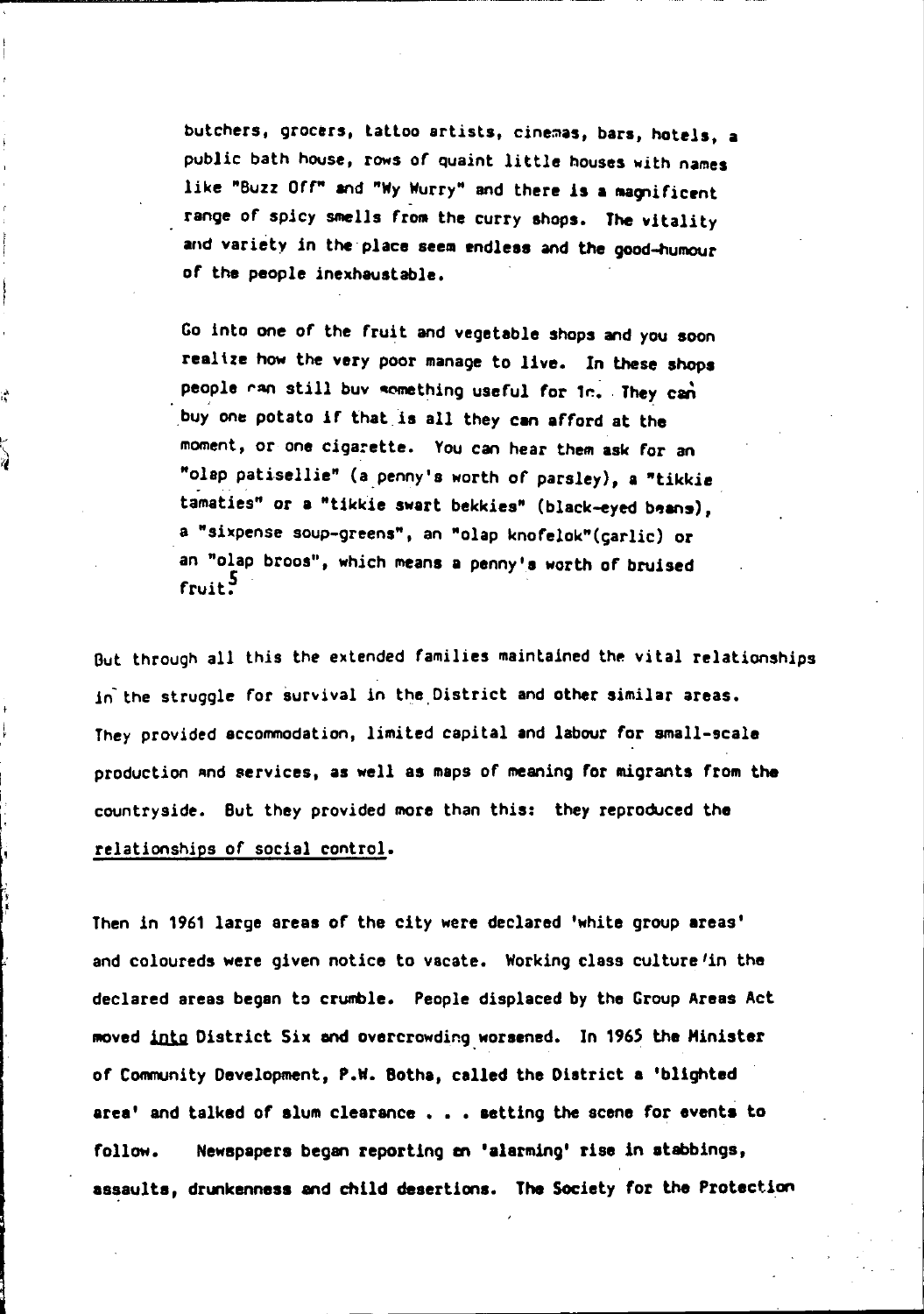> butchers, grocers, tattoo artists, cinemas, bars, hotels, a public bath house, rows of quaint little houses with names like "Buzz Off" and "Wy Wurry" and there is a magnificent range of spicy smells from the curry shops. The vitality and variety in the place seem endless and the good-humour of the people inexhaustable.
>
> Go into one of the fruit and vegetable shops and you soon realize how the very poor manage to live. In these shops people can still buy something useful for 1c. They can buy one potato if that is all they can afford at the moment, or one cigarette. You can hear them ask for an "olap patisellie" (a penny's worth of parsley), a "tikkie tamaties" or a "tikkie swart bekkies" (black-eyed beans), a "sixpense soup-greens", an "olap knofelok"(garlic) or an "olap broos", which means a penny's worth of bruised fruit.[5]

But through all this the extended families maintained the vital relationships in the struggle for survival in the District and other similar areas. They provided accommodation, limited capital and labour for small-scale production and services, as well as maps of meaning for migrants from the countryside. But they provided more than this: they reproduced the <u>relationships of social control</u>.

Then in 1961 large areas of the city were declared 'white group areas' and coloureds were given notice to vacate. Working class culture in the declared areas began to crumble. People displaced by the Group Areas Act moved <u>into</u> District Six and overcrowding worsened. In 1965 the Minister of Community Development, P.W. Botha, called the District a 'blighted area' and talked of slum clearance . . . setting the scene for events to follow. Newspapers began reporting an 'alarming' rise in stabbings, assaults, drunkenness and child desertions. The Society for the Protection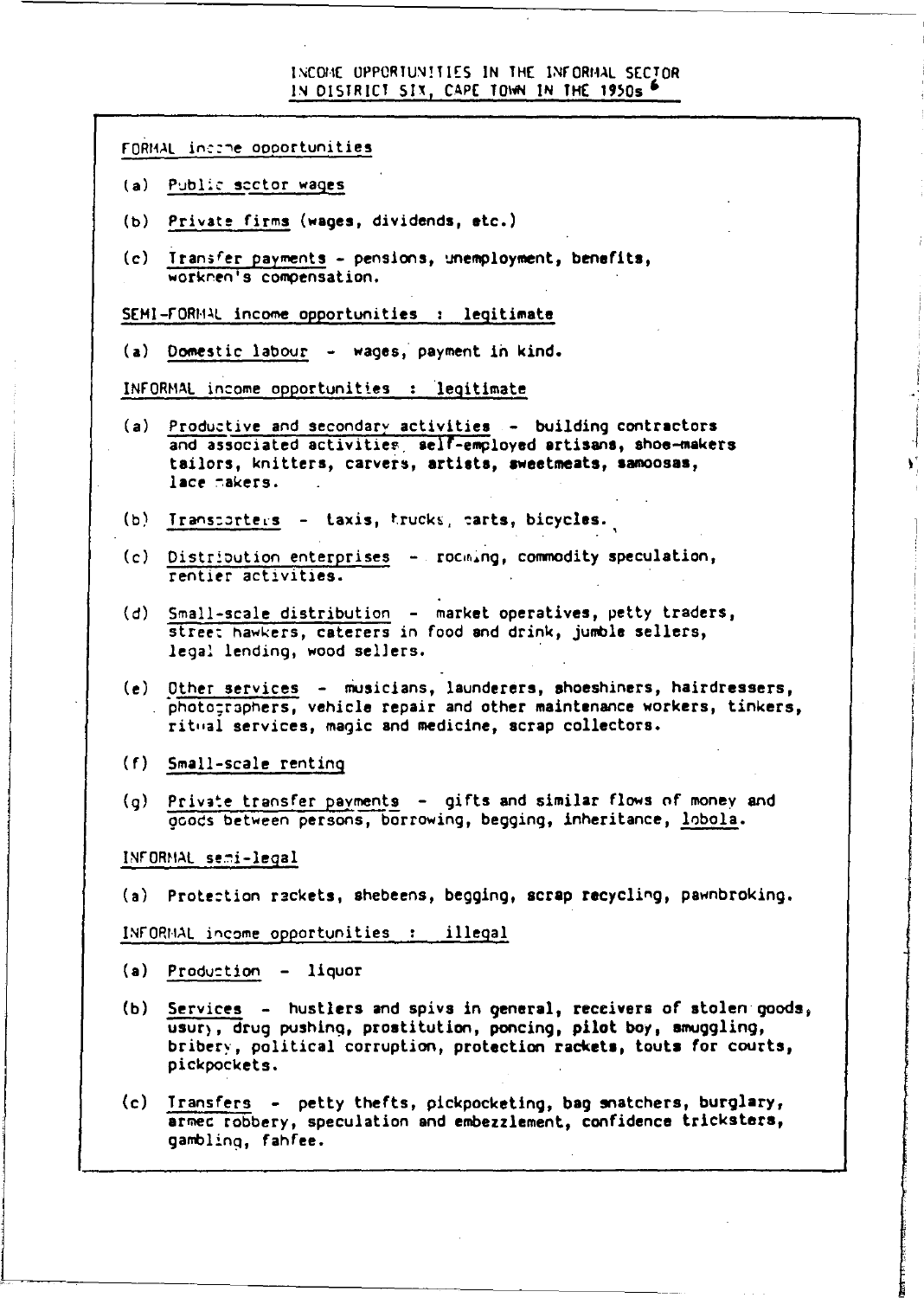## INCOME OPPORTUNITIES IN THE INFORMAL SECTOR IN DISTRICT SIX, CAPE TOWN IN THE 1950s[6]

FORMAL income opportunities

(a) Public sector wages

(b) Private firms (wages, dividends, etc.)

(c) Transfer payments - pensions, unemployment, benefits, workmen's compensation.

SEMI-FORMAL income opportunities : legitimate

(a) Domestic labour - wages, payment in kind.

INFORMAL income opportunities : legitimate

(a) Productive and secondary activities - building contractors and associated activities, self-employed artisans, shoe-makers tailors, knitters, carvers, artists, sweetmeats, samoosas, lace makers.

(b) Transporters - taxis, trucks, carts, bicycles.

(c) Distribution enterprises - rooming, commodity speculation, rentier activities.

(d) Small-scale distribution - market operatives, petty traders, street hawkers, caterers in food and drink, jumble sellers, legal lending, wood sellers.

(e) Other services - musicians, launderers, shoeshiners, hairdressers, photographers, vehicle repair and other maintenance workers, tinkers, ritual services, magic and medicine, scrap collectors.

(f) Small-scale renting

(g) Private transfer payments - gifts and similar flows of money and goods between persons, borrowing, begging, inheritance, lobola.

INFORMAL semi-legal

(a) Protection rackets, shebeens, begging, scrap recycling, pawnbroking.

INFORMAL income opportunities : illegal

(a) Production - liquor

(b) Services - hustlers and spivs in general, receivers of stolen goods, usury, drug pushing, prostitution, poncing, pilot boy, smuggling, bribery, political corruption, protection rackets, touts for courts, pickpockets.

(c) Transfers - petty thefts, pickpocketing, bag snatchers, burglary, armed robbery, speculation and embezzlement, confidence tricksters, gambling, fahfee.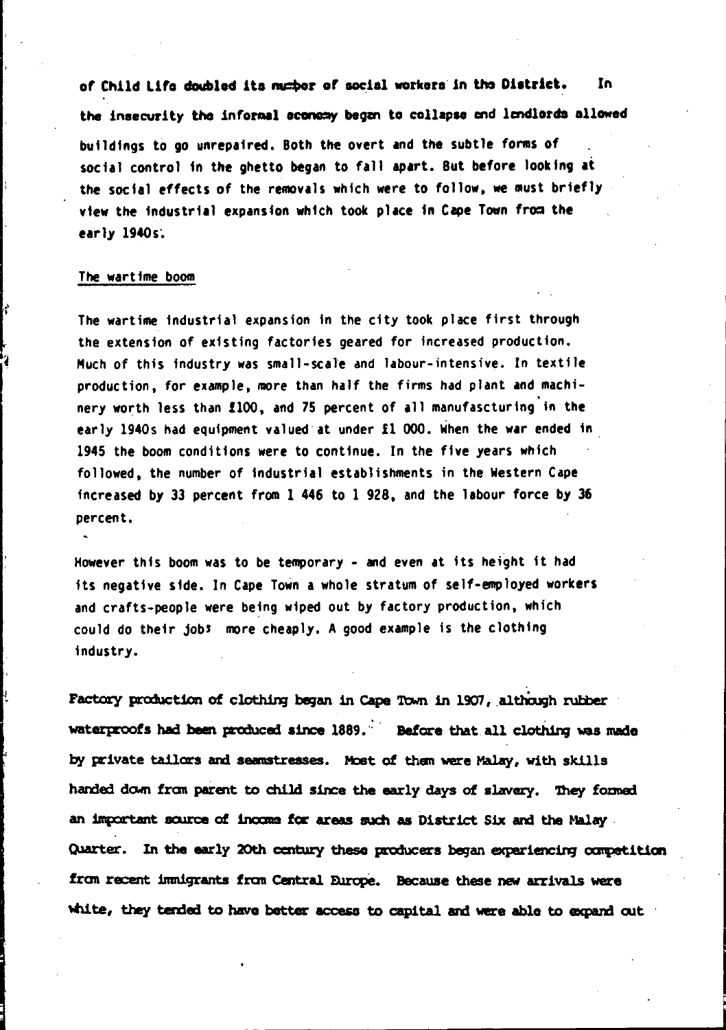of Child Life doubled its number of social workers in the District. In the insecurity the informal economy began to collapse and landlords allowed buildings to go unrepaired. Both the overt and the subtle forms of social control in the ghetto began to fall apart. But before looking at the social effects of the removals which were to follow, we must briefly view the industrial expansion which took place in Cape Town from the early 1940s.

## The wartime boom

The wartime industrial expansion in the city took place first through the extension of existing factories geared for increased production. Much of this industry was small-scale and labour-intensive. In textile production, for example, more than half the firms had plant and machinery worth less than £100, and 75 percent of all manufascturing in the early 1940s had equipment valued at under £1 000. When the war ended in 1945 the boom conditions were to continue. In the five years which followed, the number of industrial establishments in the Western Cape increased by 33 percent from 1 446 to 1 928, and the labour force by 36 percent.

However this boom was to be temporary - and even at its height it had its negative side. In Cape Town a whole stratum of self-employed workers and crafts-people were being wiped out by factory production, which could do their jobs more cheaply. A good example is the clothing industry.

Factory production of clothing began in Cape Town in 1907, although rubber waterproofs had been produced since 1889. Before that all clothing was made by private tailors and seamstresses. Most of them were Malay, with skills handed down from parent to child since the early days of slavery. They formed an important source of income for areas such as District Six and the Malay Quarter. In the early 20th century these producers began experiencing competition from recent immigrants from Central Europe. Because these new arrivals were white, they tended to have better access to capital and were able to expand out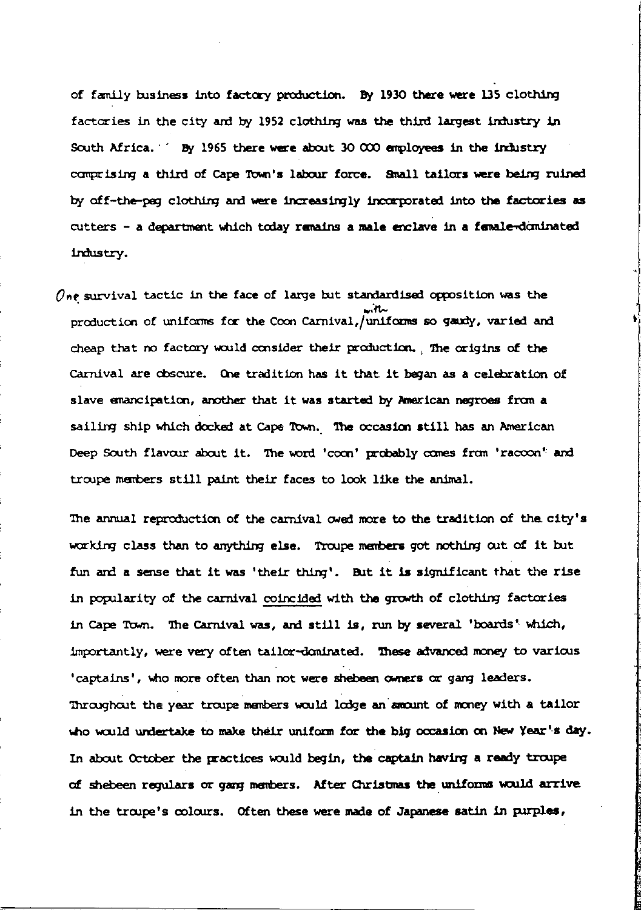of family business into factory production. By 1930 there were 135 clothing factories in the city and by 1952 clothing was the third largest industry in South Africa. By 1965 there were about 30 000 employees in the industry comprising a third of Cape Town's labour force. Small tailors were being ruined by off-the-peg clothing and were increasingly incorporated into the factories as cutters - a department which today remains a male enclave in a female-dominated industry.

One survival tactic in the face of large but standardised opposition was the production of uniforms for the Coon Carnival, with uniforms so gaudy, varied and cheap that no factory would consider their production. The origins of the Carnival are obscure. One tradition has it that it began as a celebration of slave emancipation, another that it was started by American negroes from a sailing ship which docked at Cape Town. The occasion still has an American Deep South flavour about it. The word 'coon' probably comes from 'racoon' and troupe members still paint their faces to look like the animal.

The annual reproduction of the carnival owed more to the tradition of the city's working class than to anything else. Troupe members got nothing out of it but fun and a sense that it was 'their thing'. But it is significant that the rise in popularity of the carnival coincided with the growth of clothing factories in Cape Town. The Carnival was, and still is, run by several 'boards' which, importantly, were very often tailor-dominated. These advanced money to various 'captains', who more often than not were shebeen owners or gang leaders. Throughout the year troupe members would lodge an amount of money with a tailor who would undertake to make their uniform for the big occasion on New Year's day. In about October the practices would begin, the captain having a ready troupe of shebeen regulars or gang members. After Christmas the uniforms would arrive in the troupe's colours. Often these were made of Japanese satin in purples,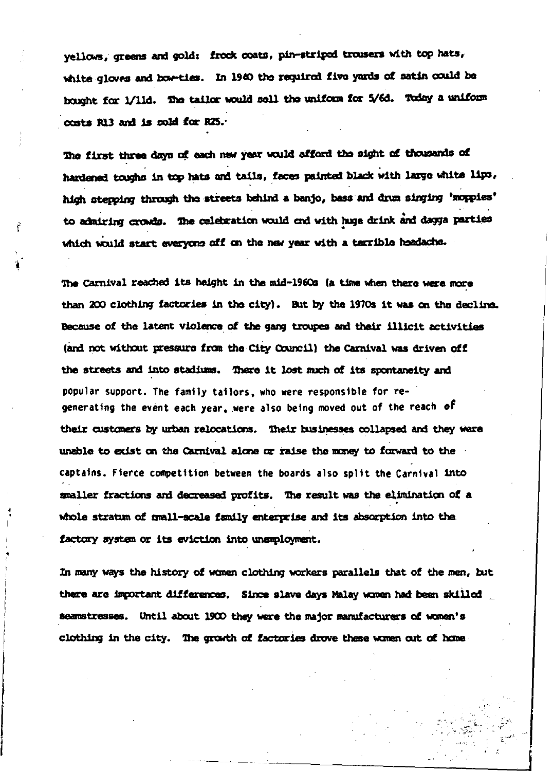yellows, greens and gold: frock coats, pin-striped trousers with top hats, white gloves and bow-ties. In 1940 the required five yards of satin could be bought for 1/11d. The tailor would sell the uniform for 5/6d. Today a uniform costs R13 and is sold for R25.

The first three days of each new year would afford the sight of thousands of hardened toughs in top hats and tails, faces painted black with large white lips, high stepping through the streets behind a banjo, bass and drum singing 'moppies' to admiring crowds. The celebration would end with huge drink and dagga parties which would start everyone off on the new year with a terrible headache.

The Carnival reached its height in the mid-1960s (a time when there were more than 200 clothing factories in the city). But by the 1970s it was on the decline. Because of the latent violence of the gang troupes and their illicit activities (and not without pressure from the City Council) the Carnival was driven off the streets and into stadiums. There it lost much of its spontaneity and popular support. The family tailors, who were responsible for re-generating the event each year, were also being moved out of the reach of their customers by urban relocations. Their businesses collapsed and they were unable to exist on the Carnival alone or raise the money to forward to the captains. Fierce competition between the boards also split the Carnival into smaller fractions and decreased profits. The result was the elimination of a whole stratum of small-scale family enterprise and its absorption into the factory system or its eviction into unemployment.

In many ways the history of women clothing workers parallels that of the men, but there are important differences. Since slave days Malay women had been skilled seamstresses. Until about 1900 they were the major manufacturers of women's clothing in the city. The growth of factories drove these women out of home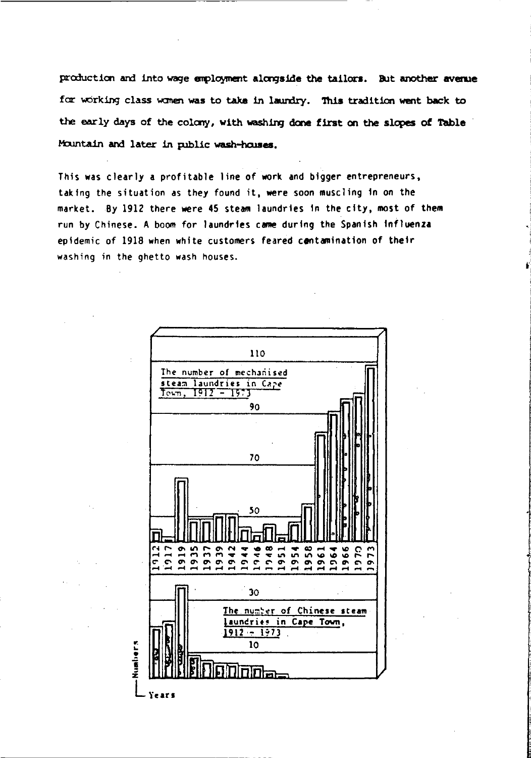production and into wage employment alongside the tailors. But another avenue for working class women was to take in laundry. This tradition went back to the early days of the colony, with washing done first on the slopes of Table Mountain and later in public wash-houses.

This was clearly a profitable line of work and bigger entrepreneurs, taking the situation as they found it, were soon muscling in on the market. By 1912 there were 45 steam laundries in the city, most of them run by Chinese. A boom for laundries came during the Spanish influenza epidemic of 1918 when white customers feared contamination of their washing in the ghetto wash houses.

The number of mechanised steam laundries in Cape Town, 1912 - 1973

The number of Chinese steam laundries in Cape Town, 1912 - 1973

Years: 1912, 1917, 1919, 1935, 1937, 1939, 1942, 1944, 1946, 1948, 1951, 1954, 1958, 1961, 1964, 1966, 1970, 1973

Numbers: 10, 30, 50, 70, 90, 110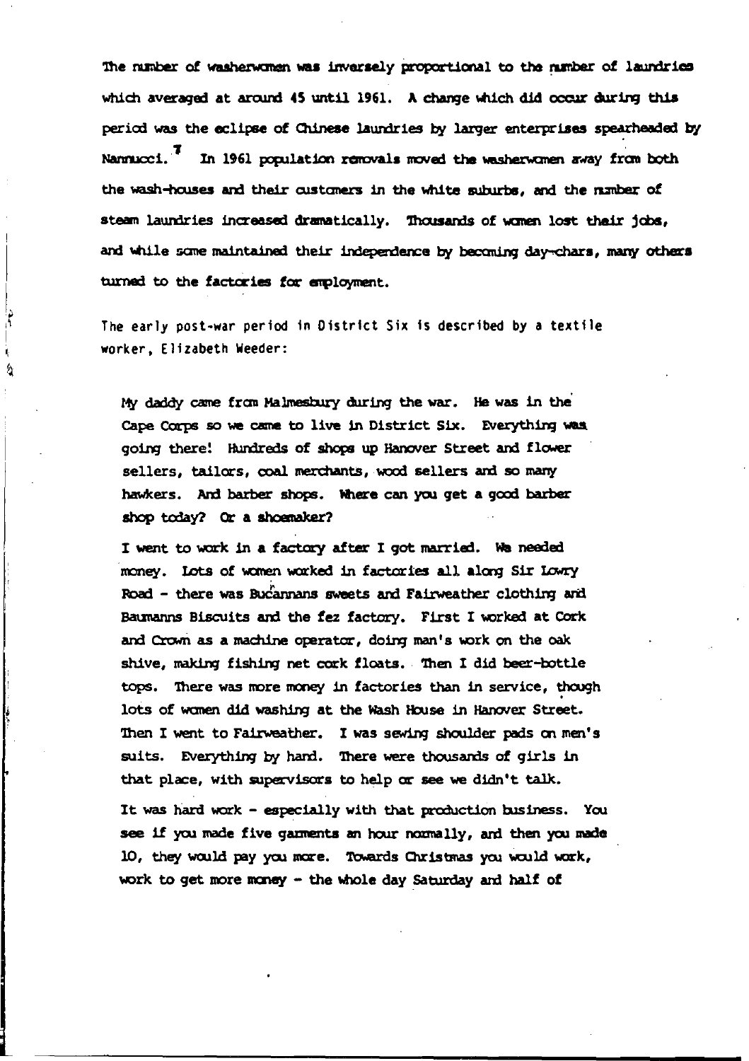The number of washerwomen was inversely proportional to the number of laundries which averaged at around 45 until 1961. A change which did occur during this period was the eclipse of Chinese laundries by larger enterprises spearheaded by Nannucci.[7] In 1961 population removals moved the washerwomen away from both the wash-houses and their customers in the white suburbs, and the number of steam laundries increased dramatically. Thousands of women lost their jobs, and while some maintained their independence by becoming day-chars, many others turned to the factories for employment.

The early post-war period in District Six is described by a textile worker, Elizabeth Weeder:

> My daddy came from Malmesbury during the war. He was in the Cape Corps so we came to live in District Six. Everything was going there! Hundreds of shops up Hanover Street and flower sellers, tailors, coal merchants, wood sellers and so many hawkers. And barber shops. Where can you get a good barber shop today? Or a shoemaker?
>
> I went to work in a factory after I got married. We needed money. Lots of women worked in factories all along Sir Lowry Road - there was Bucannans sweets and Fairweather clothing and Baumanns Biscuits and the fez factory. First I worked at Cork and Crown as a machine operator, doing man's work on the oak shive, making fishing net cork floats. Then I did beer-bottle tops. There was more money in factories than in service, though lots of women did washing at the Wash House in Hanover Street. Then I went to Fairweather. I was sewing shoulder pads on men's suits. Everything by hand. There were thousands of girls in that place, with supervisors to help or see we didn't talk.
>
> It was hard work - especially with that production business. You see if you made five garments an hour normally, and then you made 10, they would pay you more. Towards Christmas you would work, work to get more money - the whole day Saturday and half of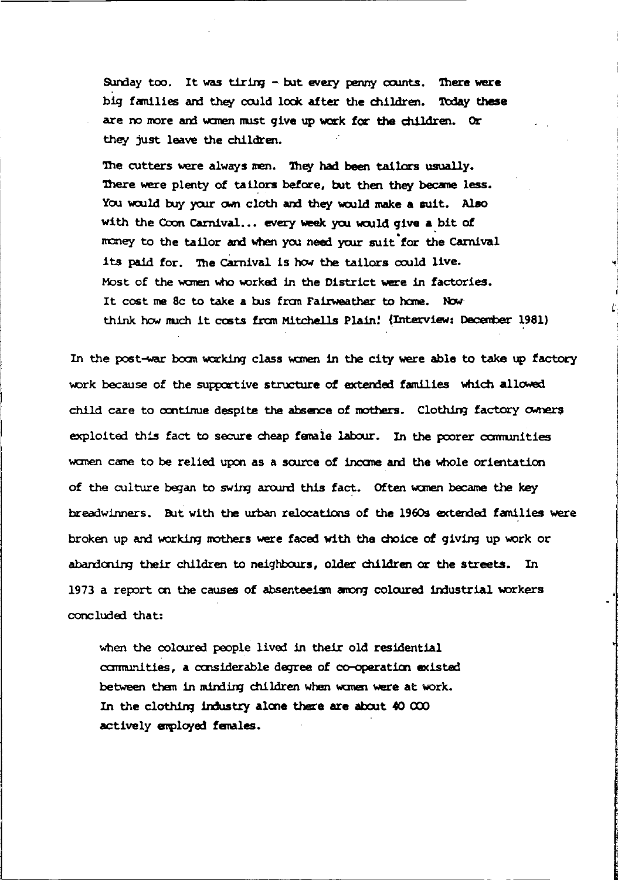> Sunday too. It was tiring - but every penny counts. There were big families and they could look after the children. Today these are no more and women must give up work for the children. Or they just leave the children.
>
> The cutters were always men. They had been tailors usually. There were plenty of tailors before, but then they became less. You would buy your own cloth and they would make a suit. Also with the Coon Carnival... every week you would give a bit of money to the tailor and when you need your suit for the Carnival its paid for. The Carnival is how the tailors could live. Most of the women who worked in the District were in factories. It cost me 8c to take a bus from Fairweather to home. Now think how much it costs from Mitchells Plain! (Interview: December 1981)

In the post-war boom working class women in the city were able to take up factory work because of the supportive structure of extended families which allowed child care to continue despite the absence of mothers. Clothing factory owners exploited this fact to secure cheap female labour. In the poorer communities women came to be relied upon as a source of income and the whole orientation of the culture began to swing around this fact. Often women became the key breadwinners. But with the urban relocations of the 1960s extended families were broken up and working mothers were faced with the choice of giving up work or abandoning their children to neighbours, older children or the streets. In 1973 a report on the causes of absenteeism among coloured industrial workers concluded that:

> when the coloured people lived in their old residential communities, a considerable degree of co-operation existed between them in minding children when women were at work. In the clothing industry alone there are about 40 000 actively employed females.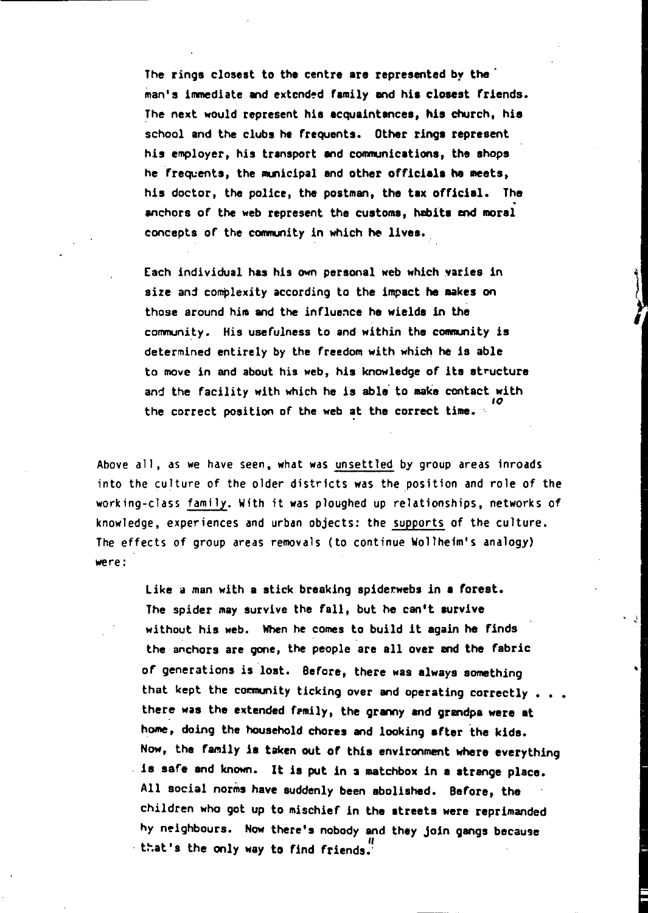> The rings closest to the centre are represented by the man's immediate and extended family and his closest friends. The next would represent his acquaintances, his church, his school and the clubs he frequents. Other rings represent his employer, his transport and communications, the shops he frequents, the municipal and other officials he meets, his doctor, the police, the postman, the tax official. The anchors of the web represent the customs, habits and moral concepts of the community in which he lives.
>
> Each individual has his own personal web which varies in size and complexity according to the impact he makes on those around him and the influence he wields in the community. His usefulness to and within the community is determined entirely by the freedom with which he is able to move in and about his web, his knowledge of its structure and the facility with which he is able to make contact with the correct position of the web at the correct time.[10]

Above all, as we have seen, what was <u>unsettled</u> by group areas inroads into the culture of the older districts was the position and role of the working-class <u>family</u>. With it was ploughed up relationships, networks of knowledge, experiences and urban objects: the <u>supports</u> of the culture. The effects of group areas removals (to continue Wollheim's analogy) were:

> Like a man with a stick breaking spiderwebs in a forest. The spider may survive the fall, but he can't survive without his web. When he comes to build it again he finds the anchors are gone, the people are all over and the fabric of generations is lost. Before, there was always something that kept the community ticking over and operating correctly . . . there was the extended family, the granny and grandpa were at home, doing the household chores and looking after the kids. Now, the family is taken out of this environment where everything is safe and known. It is put in a matchbox in a strange place. All social norms have suddenly been abolished. Before, the children who got up to mischief in the streets were reprimanded by neighbours. Now there's nobody and they join gangs because that's the only way to find friends.[11]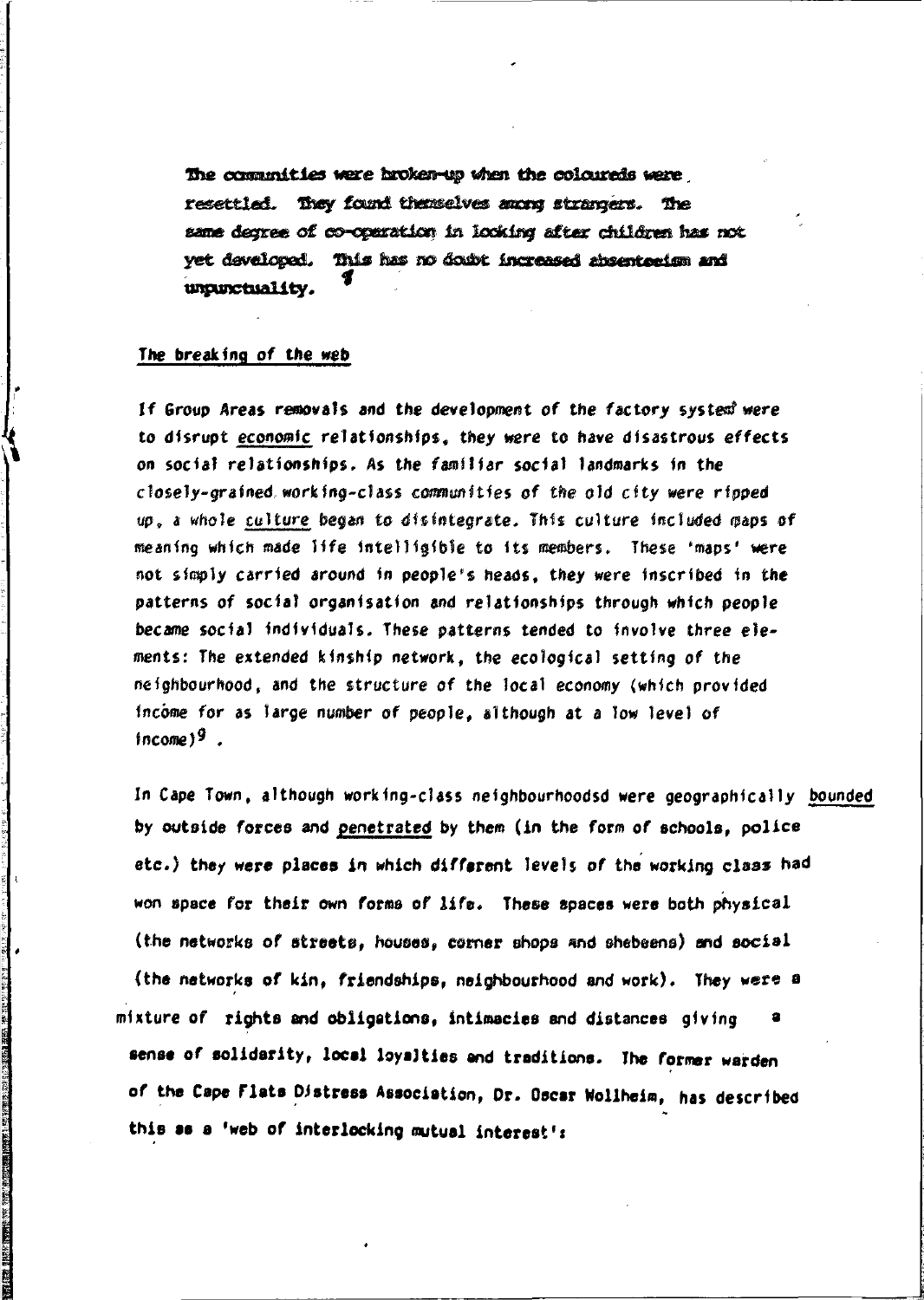The communities were broken-up when the coloureds were resettled. They found themselves among strangers. The same degree of co-operation in looking after children has not yet developed. This has no doubt increased absenteeism and unpunctuality.

## The breaking of the web

If Group Areas removals and the development of the factory system were to disrupt *economic* relationships, they were to have disastrous effects on social relationships. As the familiar social landmarks in the closely-grained working-class communities of the old city were ripped up, a whole *culture* began to disintegrate. This culture included maps of meaning which made life intelligible to its members. These 'maps' were not simply carried around in people's heads, they were inscribed in the patterns of social organisation and relationships through which people became social individuals. These patterns tended to involve three elements: The extended kinship network, the ecological setting of the neighbourhood, and the structure of the local economy (which provided income for as large number of people, although at a low level of income)[9] .

In Cape Town, although working-class neighbourhoodsd were geographically *bounded* by outside forces and *penetrated* by them (in the form of schools, police etc.) they were places in which different levels of the working class had won space for their own forms of life. These spaces were both physical (the networks of streets, houses, corner shops and shebeens) and social (the networks of kin, friendships, neighbourhood and work). They were a mixture of rights and obligations, intimacies and distances giving a sense of solidarity, local loyalties and traditions. The former warden of the Cape Flats Distress Association, Dr. Oscar Wollheim, has described this as a 'web of interlocking mutual interest':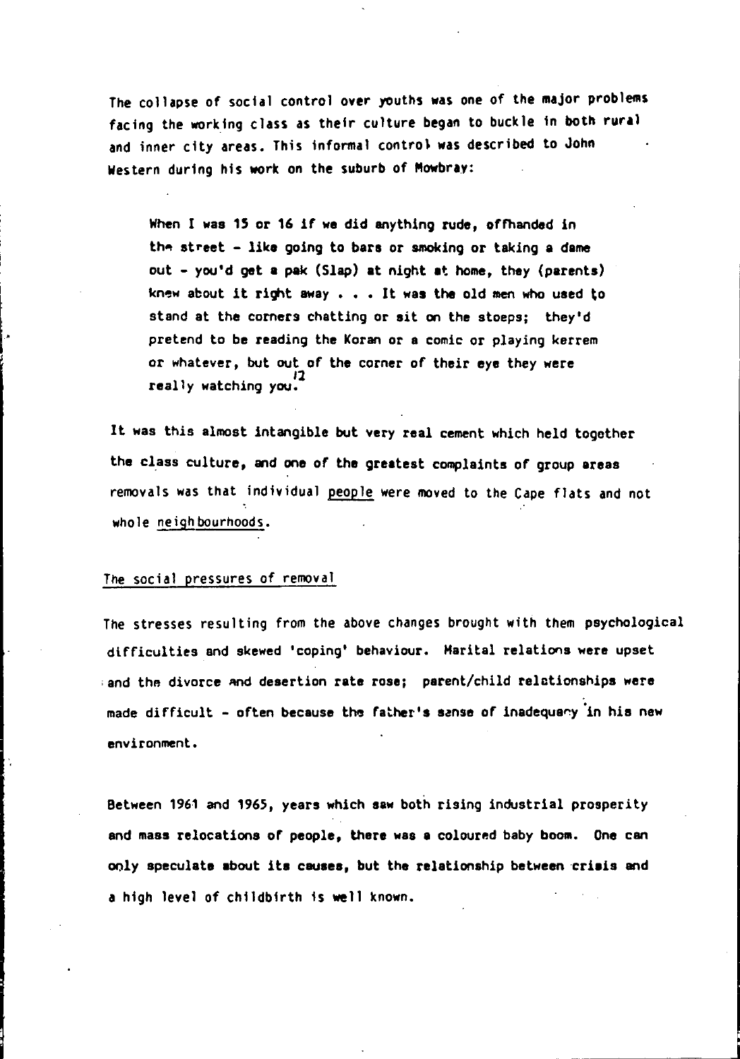The collapse of social control over youths was one of the major problems facing the working class as their culture began to buckle in both rural and inner city areas. This informal control was described to John Western during his work on the suburb of Mowbray:

> When I was 15 or 16 if we did anything rude, offhanded in the street - like going to bars or smoking or taking a dame out - you'd get a pak (Slap) at night at home, they (parents) knew about it right away . . . It was the old men who used to stand at the corners chatting or sit on the stoeps; they'd pretend to be reading the Koran or a comic or playing kerrem or whatever, but out of the corner of their eye they were really watching you.[12]

It was this almost intangible but very real cement which held togother the class culture, and one of the greatest complaints of group areas removals was that individual people were moved to the Cape flats and not whole neighbourhoods.

## The social pressures of removal

The stresses resulting from the above changes brought with them psychological difficulties and skewed 'coping' behaviour. Marital relations were upset and the divorce and desertion rate rose; parent/child relationships were made difficult - often because the father's sense of inadequacy in his new environment.

Between 1961 and 1965, years which saw both rising industrial prosperity and mass relocations of people, there was a coloured baby boom. One can only speculate about its causes, but the relationship between crisis and a high level of childbirth is well known.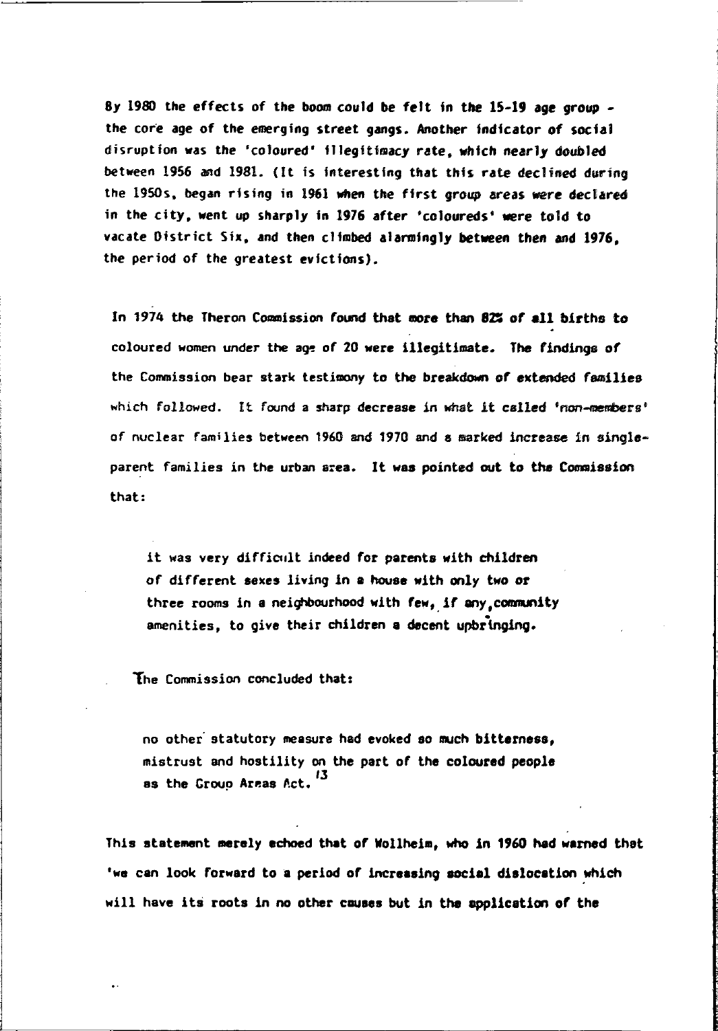By 1980 the effects of the boom could be felt in the 15-19 age group - the core age of the emerging street gangs. Another indicator of social disruption was the 'coloured' illegitimacy rate, which nearly doubled between 1956 and 1981. (It is interesting that this rate declined during the 1950s, began rising in 1961 when the first group areas were declared in the city, went up sharply in 1976 after 'coloureds' were told to vacate District Six, and then climbed alarmingly between then and 1976, the period of the greatest evictions).

In 1974 the Theron Commission found that more than 82% of all births to coloured women under the age of 20 were illegitimate. The findings of the Commission bear stark testimony to the breakdown of extended families which followed. It found a sharp decrease in what it called 'non-members' of nuclear families between 1960 and 1970 and a marked increase in single-parent families in the urban area. It was pointed out to the Commission that:

> it was very difficult indeed for parents with children of different sexes living in a house with only two or three rooms in a neighbourhood with few, if any, community amenities, to give their children a decent upbringing.

The Commission concluded that:

> no other statutory measure had evoked so much bitterness, mistrust and hostility on the part of the coloured people as the Group Areas Act.[13]

This statement merely echoed that of Wollheim, who in 1960 had warned that 'we can look forward to a period of increasing social dislocation which will have its roots in no other causes but in the application of the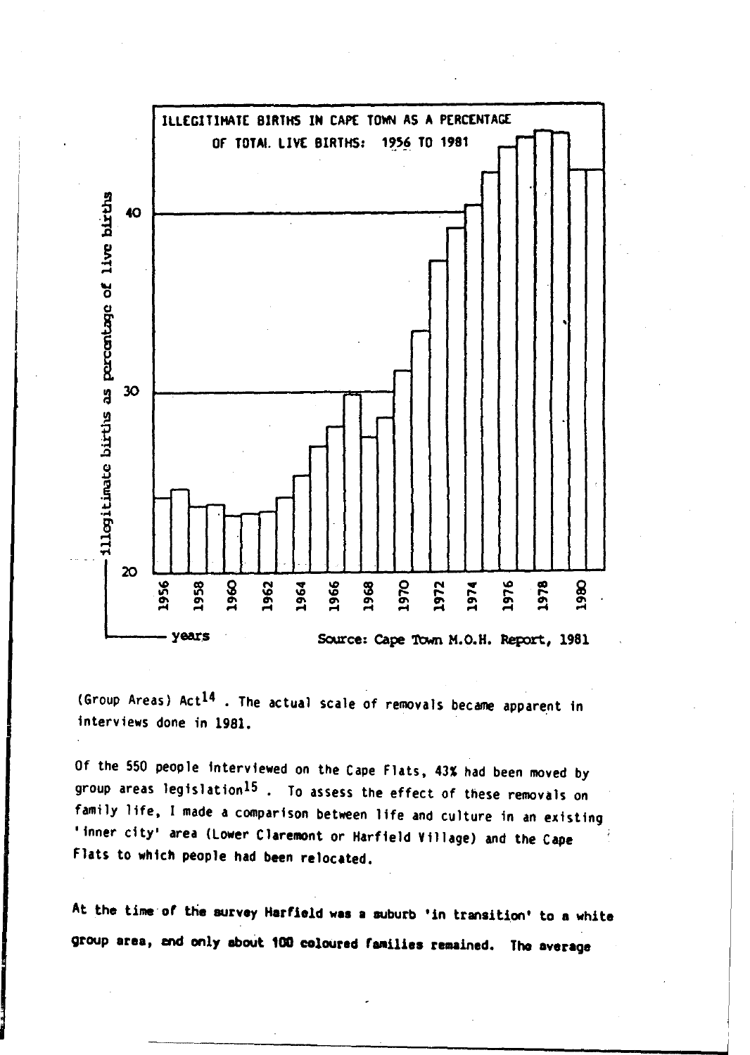ILLEGITIMATE BIRTHS IN CAPE TOWN AS A PERCENTAGE OF TOTAL LIVE BIRTHS: 1956 TO 1981

Source: Cape Town M.O.H. Report, 1981

(Group Areas) Act[14]. The actual scale of removals became apparent in interviews done in 1981.

Of the 550 people interviewed on the Cape Flats, 43% had been moved by group areas legislation[15]. To assess the effect of these removals on family life, I made a comparison between life and culture in an existing 'inner city' area (Lower Claremont or Harfield Village) and the Cape Flats to which people had been relocated.

At the time of the survey Harfield was a suburb 'in transition' to a white group area, and only about 100 coloured families remained. The average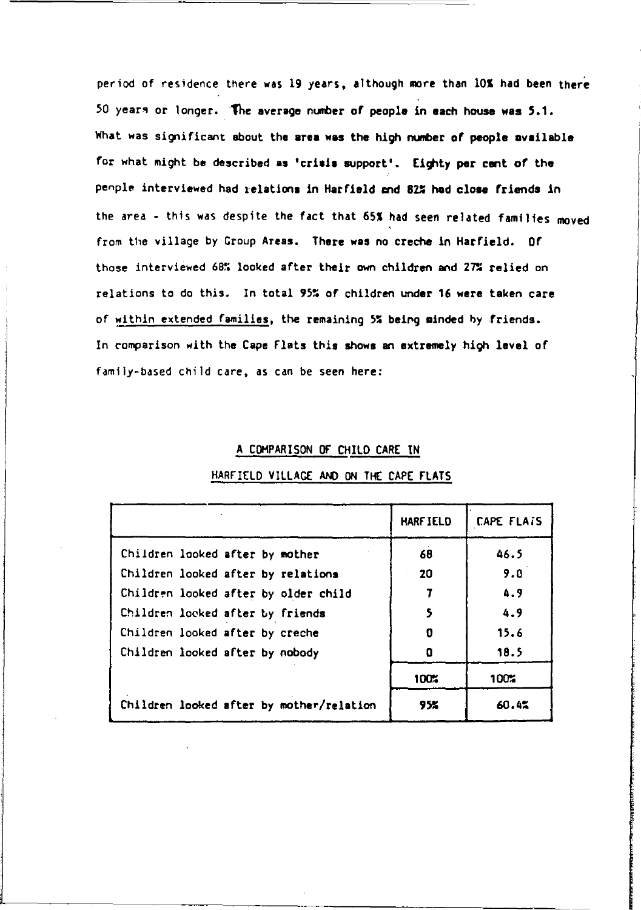period of residence there was 19 years, although more than 10% had been there 50 years or longer. The average number of people in each house was 5.1. What was significant about the area was the high number of people available for what might be described as 'crisis support'. Eighty per cent of the people interviewed had relations in Harfield and 82% had close friends in the area - this was despite the fact that 65% had seen related families moved from the village by Group Areas. There was no creche in Harfield. Of those interviewed 68% looked after their own children and 27% relied on relations to do this. In total 95% of children under 16 were taken care of <u>within extended families</u>, the remaining 5% being minded by friends. In comparison with the Cape Flats this shows an extremely high level of family-based child care, as can be seen here:

<u>A COMPARISON OF CHILD CARE IN</u>

<u>HARFIELD VILLAGE AND ON THE CAPE FLATS</u>

| | HARFIELD | CAPE FLATS |
|---|---|---|
| Children looked after by mother | 68 | 46.5 |
| Children looked after by relations | 20 | 9.0 |
| Children looked after by older child | 7 | 4.9 |
| Children looked after by friends | 5 | 4.9 |
| Children looked after by creche | 0 | 15.6 |
| Children looked after by nobody | 0 | 18.5 |
| | 100% | 100% |
| Children looked after by mother/relation | 95% | 60.4% |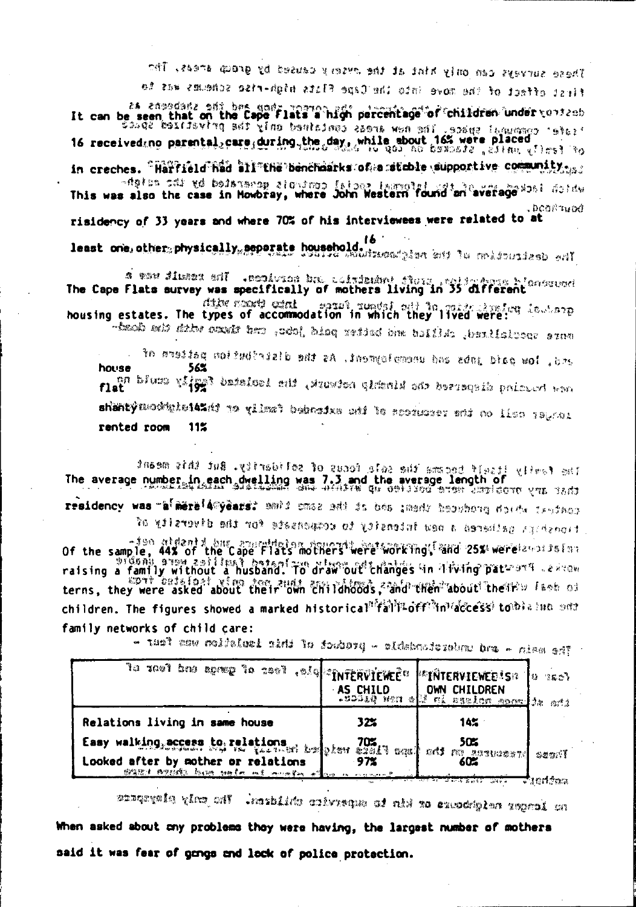It can be seen that on the Cape Flats a high percentage of children under 16 received no parental care during the day, while about 16% were placed in creches. Harfield had all the benchmarks of a stable supportive community. This was also the case in Mowbray, where John Western found an average risidency of 33 years and where 70% of his interviewees were related to at least one other physically seperate household.[16]

The Cape Flats survey was specifically of mothers living in 35 different housing estates. The types of accommodation in which they lived were:

house 56%
flat 19%
shanty 14%
rented room 11%

The average number in each dwelling was 7.3 and the average length of residency was a mere 4 years.

Of the sample, 44% of the Cape Flats mothers were working, and 25% were raising a family without a husband. To draw out changes in living patterns, they were asked about their own childhoods, and then about their children. The figures showed a marked historical fall-off in access to family networks of child care:

| | INTERVIEWEE AS CHILD | INTERVIEWEE'S OWN CHILDREN |
|---|---|---|
| Relations living in same house | 32% | 14% |
| Easy walking access to relations | 70% | 50% |
| Looked after by mother or relations | 97% | 60% |

When asked about any problems they were having, the largest number of mothers said it was fear of gangs and lack of police protection.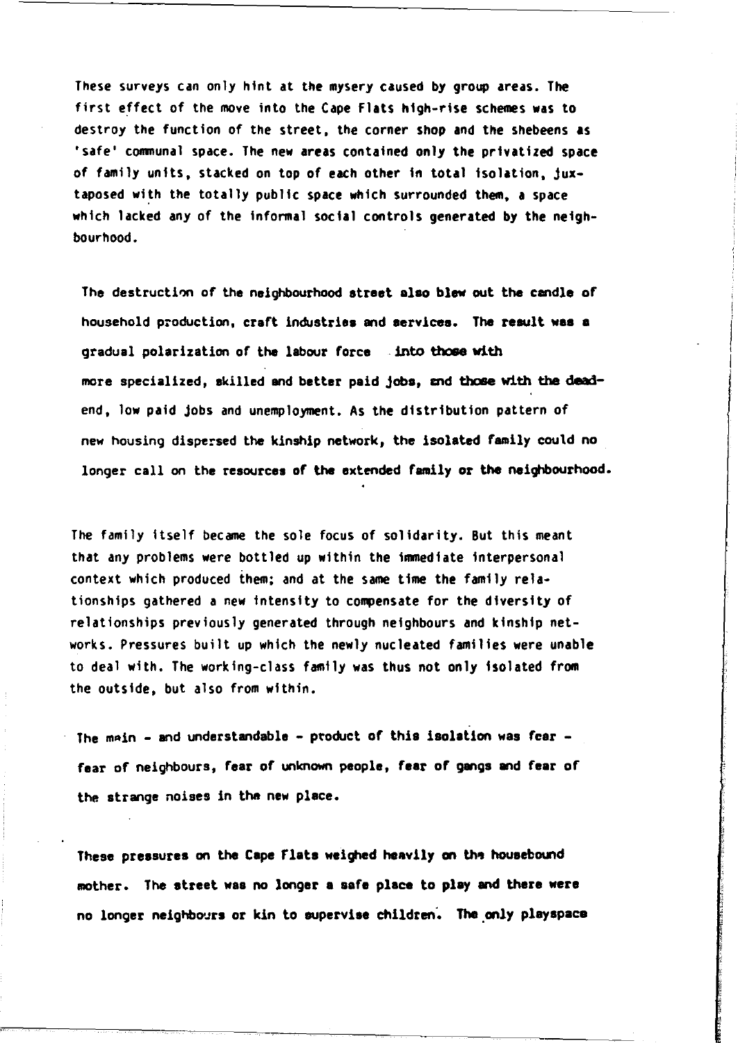These surveys can only hint at the mysery caused by group areas. The first effect of the move into the Cape Flats high-rise schemes was to destroy the function of the street, the corner shop and the shebeens as 'safe' communal space. The new areas contained only the privatized space of family units, stacked on top of each other in total isolation, juxtaposed with the totally public space which surrounded them, a space which lacked any of the informal social controls generated by the neighbourhood.

The destruction of the neighbourhood street also blew out the candle of household production, craft industries and services. The result was a gradual polarization of the labour force into those with more specialized, skilled and better paid jobs, and those with the dead-end, low paid jobs and unemployment. As the distribution pattern of new housing dispersed the kinship network, the isolated family could no longer call on the resources of the extended family or the neighbourhood.

The family itself became the sole focus of solidarity. But this meant that any problems were bottled up within the immediate interpersonal context which produced them; and at the same time the family relationships gathered a new intensity to compensate for the diversity of relationships previously generated through neighbours and kinship networks. Pressures built up which the newly nucleated families were unable to deal with. The working-class family was thus not only isolated from the outside, but also from within.

The main - and understandable - product of this isolation was fear - fear of neighbours, fear of unknown people, fear of gangs and fear of the strange noises in the new place.

These pressures on the Cape Flats weighed heavily on the housebound mother. The street was no longer a safe place to play and there were no longer neighbours or kin to supervise children. The only playspace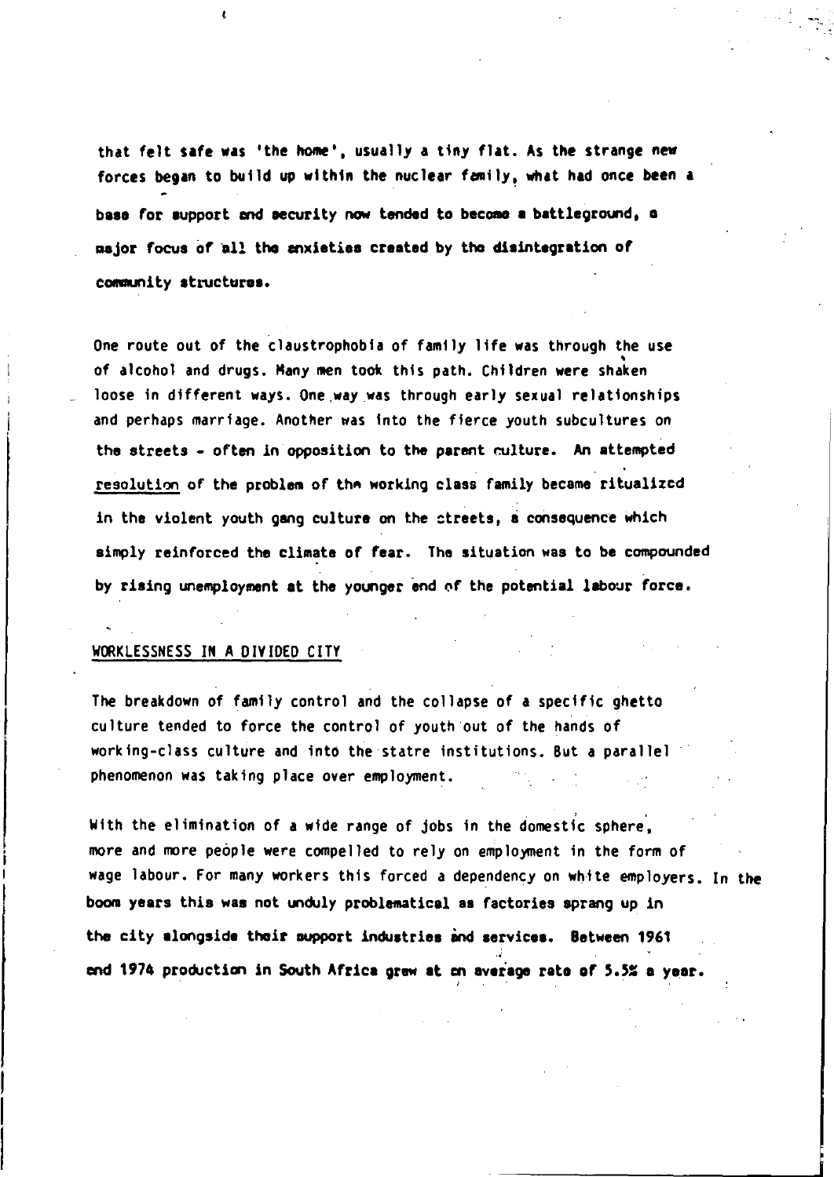that felt safe was 'the home', usually a tiny flat. As the strange new forces began to build up within the nuclear family, what had once been a base for support and security now tended to become a battleground, a major focus of all the anxieties created by the disintegration of community structures.

One route out of the claustrophobia of family life was through the use of alcohol and drugs. Many men took this path. Children were shaken loose in different ways. One way was through early sexual relationships and perhaps marriage. Another was into the fierce youth subcultures on the streets - often in opposition to the parent culture. An attempted resolution of the problem of the working class family became ritualized in the violent youth gang culture on the streets, a consequence which simply reinforced the climate of fear. The situation was to be compounded by rising unemployment at the younger end of the potential labour force.

## WORKLESSNESS IN A DIVIDED CITY

The breakdown of family control and the collapse of a specific ghetto culture tended to force the control of youth out of the hands of working-class culture and into the statre institutions. But a parallel phenomenon was taking place over employment.

With the elimination of a wide range of jobs in the domestic sphere, more and more people were compelled to rely on employment in the form of wage labour. For many workers this forced a dependency on white employers. In the boom years this was not unduly problematical as factories sprang up in the city alongside their support industries and services. Between 1961 and 1974 production in South Africa grew at an average rate of 5.5% a year.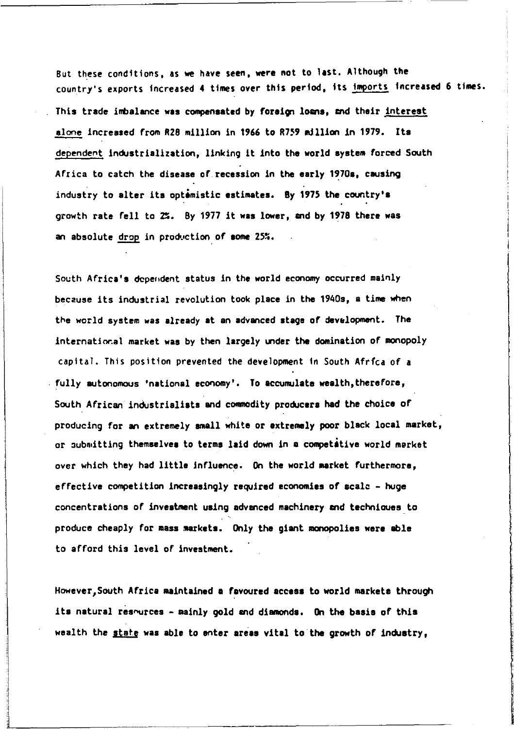But these conditions, as we have seen, were not to last. Although the country's exports increased 4 times over this period, its imports increased 6 times. This trade imbalance was compensated by foreign loans, and their interest alone increased from R28 million in 1966 to R759 million in 1979. Its dependent industrialization, linking it into the world system forced South Africa to catch the disease of recession in the early 1970s, causing industry to alter its optimistic estimates. By 1975 the country's growth rate fell to 2%. By 1977 it was lower, and by 1978 there was an absolute drop in production of some 25%.

South Africa's dependent status in the world economy occurred mainly because its industrial revolution took place in the 1940s, a time when the world system was already at an advanced stage of development. The international market was by then largely under the domination of monopoly capital. This position prevented the development in South Africa of a fully autonomous 'national economy'. To accumulate wealth, therefore, South African industrialists and commodity producers had the choice of producing for an extremely small white or extremely poor black local market, or submitting themselves to terms laid down in a competitive world market over which they had little influence. On the world market furthermore, effective competition increasingly required economies of scale - huge concentrations of investment using advanced machinery and techniques to produce cheaply for mass markets. Only the giant monopolies were able to afford this level of investment.

However, South Africa maintained a favoured access to world markets through its natural resources - mainly gold and diamonds. On the basis of this wealth the state was able to enter areas vital to the growth of industry,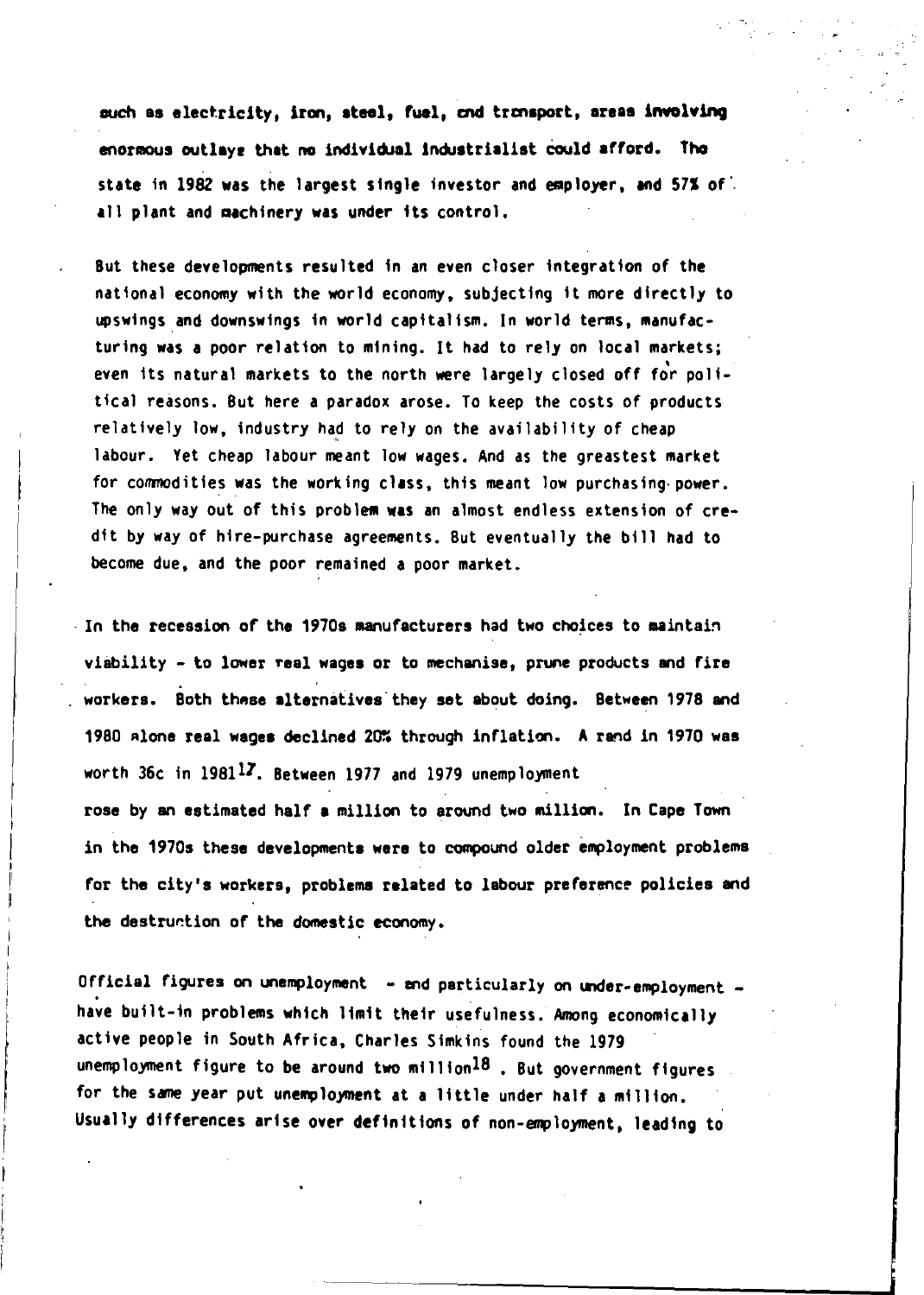such as electricity, iron, steel, fuel, and transport, areas involving enormous outlays that no individual industrialist could afford. The state in 1982 was the largest single investor and employer, and 57% of all plant and machinery was under its control.

But these developments resulted in an even closer integration of the national economy with the world economy, subjecting it more directly to upswings and downswings in world capitalism. In world terms, manufacturing was a poor relation to mining. It had to rely on local markets; even its natural markets to the north were largely closed off for political reasons. But here a paradox arose. To keep the costs of products relatively low, industry had to rely on the availability of cheap labour. Yet cheap labour meant low wages. And as the greastest market for commodities was the working class, this meant low purchasing power. The only way out of this problem was an almost endless extension of credit by way of hire-purchase agreements. But eventually the bill had to become due, and the poor remained a poor market.

In the recession of the 1970s manufacturers had two choices to maintain viability - to lower real wages or to mechanise, prune products and fire workers. Both these alternatives they set about doing. Between 1978 and 1980 alone real wages declined 20% through inflation. A rand in 1970 was worth 36c in 1981[17]. Between 1977 and 1979 unemployment rose by an estimated half a million to around two million. In Cape Town in the 1970s these developments were to compound older employment problems for the city's workers, problems related to labour preference policies and the destruction of the domestic economy.

Official figures on unemployment - and particularly on under-employment - have built-in problems which limit their usefulness. Among economically active people in South Africa, Charles Simkins found the 1979 unemployment figure to be around two million[18]. But government figures for the same year put unemployment at a little under half a million. Usually differences arise over definitions of non-employment, leading to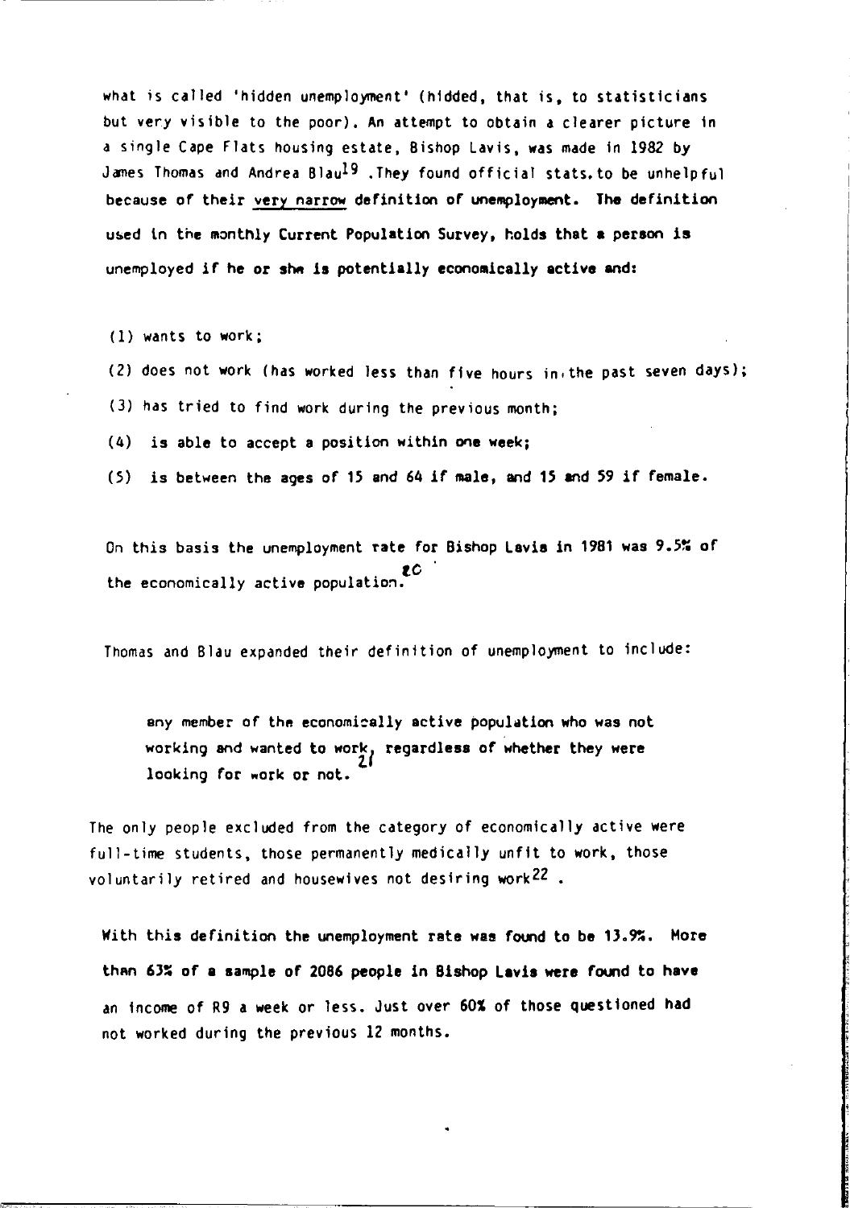what is called 'hidden unemployment' (hidded, that is, to statisticians but very visible to the poor). An attempt to obtain a clearer picture in a single Cape Flats housing estate, Bishop Lavis, was made in 1982 by James Thomas and Andrea Blau[19] .They found official stats.to be unhelpful because of their <u>very narrow</u> definition of unemployment. The definition used in the monthly Current Population Survey, holds that a person is unemployed if he or she is potentially economically active and:

(1) wants to work;

(2) does not work (has worked less than five hours in the past seven days);

(3) has tried to find work during the previous month;

(4) is able to accept a position within one week;

(5) is between the ages of 15 and 64 if male, and 15 and 59 if female.

On this basis the unemployment rate for Bishop Lavis in 1981 was 9.5% of the economically active population.[20]

Thomas and Blau expanded their definition of unemployment to include:

> any member of the economically active population who was not working and wanted to work, regardless of whether they were looking for work or not.[21]

The only people excluded from the category of economically active were full-time students, those permanently medically unfit to work, those voluntarily retired and housewives not desiring work[22] .

With this definition the unemployment rate was found to be 13.9%. More than 63% of a sample of 2086 people in Bishop Lavis were found to have an income of R9 a week or less. Just over 60% of those questioned had not worked during the previous 12 months.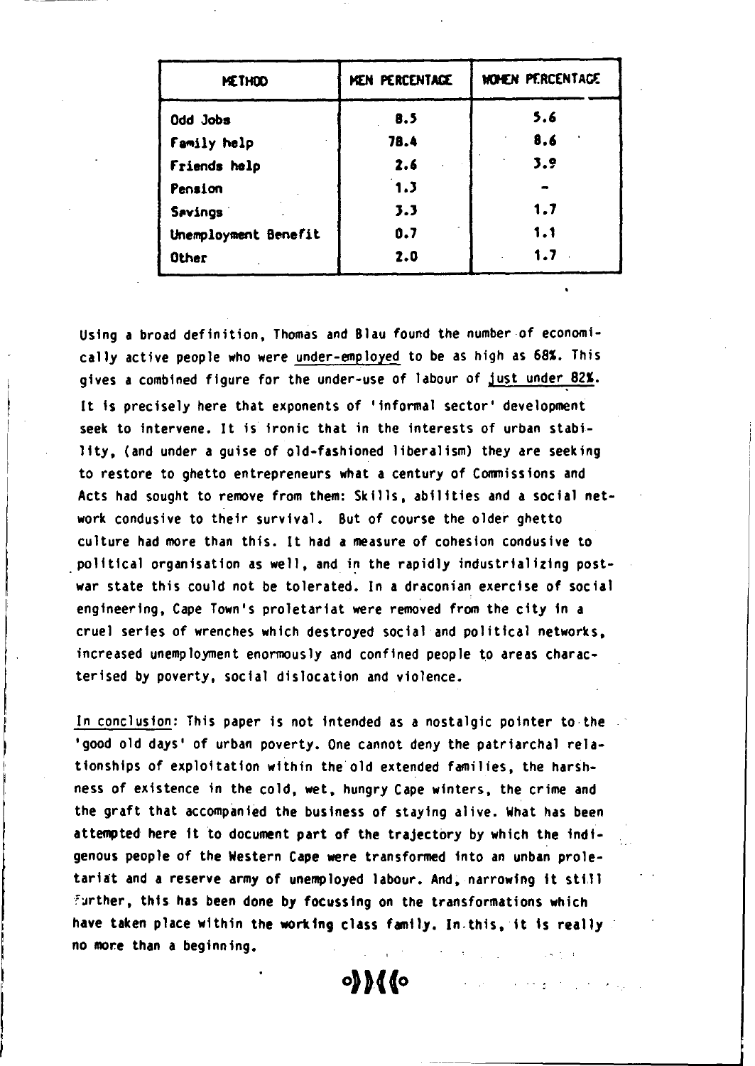| METHOD | MEN PERCENTAGE | WOMEN PERCENTAGE |
|---|---|---|
| Odd Jobs | 8.5 | 5.6 |
| Family help | 78.4 | 8.6 |
| Friends help | 2.6 | 3.9 |
| Pension | 1.3 | - |
| Savings | 3.3 | 1.7 |
| Unemployment Benefit | 0.7 | 1.1 |
| Other | 2.0 | 1.7 |

Using a broad definition, Thomas and Blau found the number of economically active people who were under-employed to be as high as 68%. This gives a combined figure for the under-use of labour of just under 82%. It is precisely here that exponents of 'informal sector' development seek to intervene. It is ironic that in the interests of urban stability, (and under a guise of old-fashioned liberalism) they are seeking to restore to ghetto entrepreneurs what a century of Commissions and Acts had sought to remove from them: Skills, abilities and a social network condusive to their survival. But of course the older ghetto culture had more than this. It had a measure of cohesion condusive to political organisation as well, and in the rapidly industrializing postwar state this could not be tolerated. In a draconian exercise of social engineering, Cape Town's proletariat were removed from the city in a cruel series of wrenches which destroyed social and political networks, increased unemployment enormously and confined people to areas characterised by poverty, social dislocation and violence.

In conclusion: This paper is not intended as a nostalgic pointer to the 'good old days' of urban poverty. One cannot deny the patriarchal relationships of exploitation within the old extended families, the harshness of existence in the cold, wet, hungry Cape winters, the crime and the graft that accompanied the business of staying alive. What has been attempted here it to document part of the trajectory by which the indigenous people of the Western Cape were transformed into an unban proletariat and a reserve army of unemployed labour. And, narrowing it still further, this has been done by focussing on the transformations which have taken place within the working class family. In this, it is really no more than a beginning.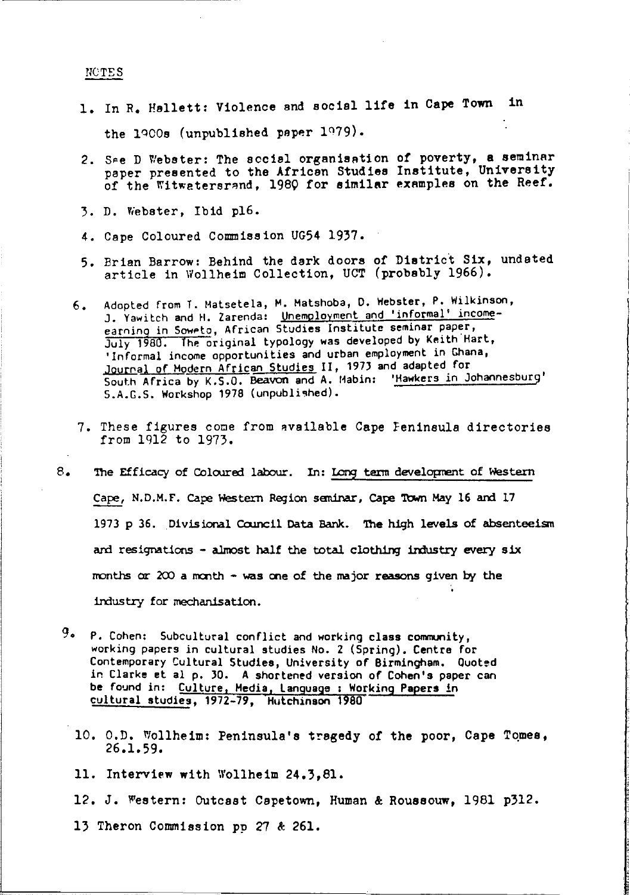NOTES

1. In R. Hallett: Violence and social life in Cape Town in the 1900s (unpublished paper 1979).

2. See D Webster: The social organisation of poverty, a seminar paper presented to the African Studies Institute, University of the Witwatersrand, 1980 for similar examples on the Reef.

3. D. Webster, Ibid p16.

4. Cape Coloured Commission UG54 1937.

5. Brian Barrow: Behind the dark doors of District Six, undated article in Wollheim Collection, UCT (probably 1966).

6. Adopted from T. Matsetela, M. Matshoba, D. Webster, P. Wilkinson, J. Yawitch and H. Zarenda: Unemployment and 'informal' income-earning in Soweto, African Studies Institute seminar paper, July 1980. The original typology was developed by Keith Hart, 'Informal income opportunities and urban employment in Ghana, Journal of Modern African Studies II, 1973 and adapted for South Africa by K.S.O. Beavon and A. Mabin: 'Hawkers in Johannesburg' S.A.G.S. Workshop 1978 (unpublished).

7. These figures come from available Cape Peninsula directories from 1912 to 1973.

8. The Efficacy of Coloured labour. In: Long term development of Western Cape, N.D.M.F. Cape Western Region seminar, Cape Town May 16 and 17 1973 p 36. Divisional Council Data Bank. The high levels of absenteeism and resignations - almost half the total clothing industry every six months or 200 a month - was one of the major reasons given by the industry for mechanisation.

9. P. Cohen: Subcultural conflict and working class community, working papers in cultural studies No. 2 (Spring). Centre for Contemporary Cultural Studies, University of Birmingham. Quoted in Clarke et al p. 30. A shortened version of Cohen's paper can be found in: Culture, Media, Language : Working Papers in cultural studies, 1972-79, Hutchinson 1980

10. O.D. Wollheim: Peninsula's tragedy of the poor, Cape Tomes, 26.1.59.

11. Interview with Wollheim 24.3,81.

12. J. Western: Outcast Capetown, Human & Roussouw, 1981 p312.

13 Theron Commission pp 27 & 261.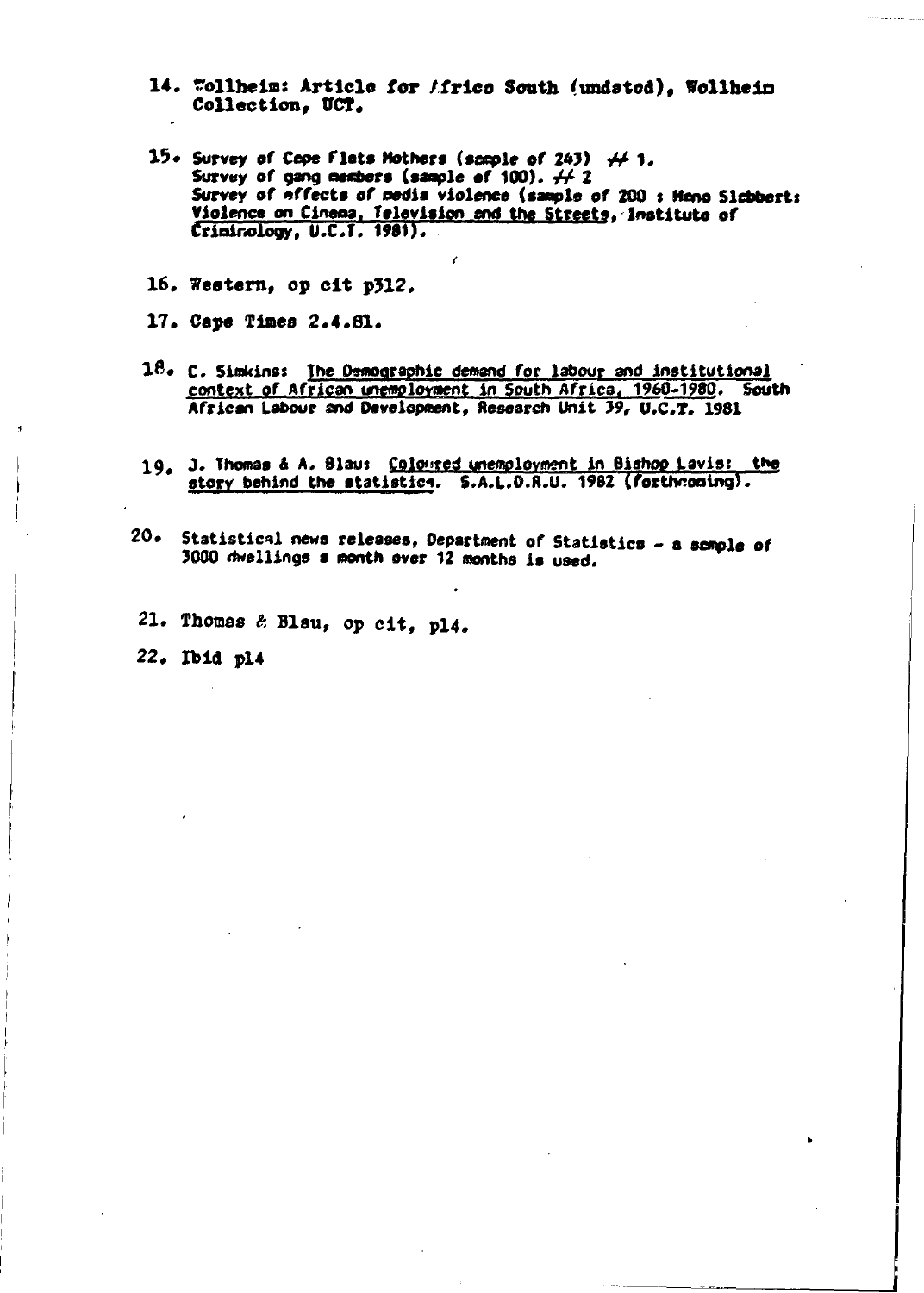14. Wollheim: Article for Africa South (undated), Wollheim Collection, UCT.

15. Survey of Cape Flats Mothers (sample of 243) # 1.
    Survey of gang members (sample of 100). # 2
    Survey of effects of media violence (sample of 200 : Mono Slabbert: Violence on Cinema, Television and the Streets, Institute of Criminology, U.C.T. 1981).

16. Western, op cit p312.

17. Cape Times 2.4.81.

18. C. Simkins: The Demographic demand for labour and institutional context of African unemployment in South Africa, 1960-1980. South African Labour and Development, Research Unit 39, U.C.T. 1981

19. J. Thomas & A. Blau: Coloured unemployment in Bishop Lavis: the story behind the statistics. S.A.L.D.R.U. 1982 (forthcoming).

20. Statistical news releases, Department of Statistics - a sample of 3000 dwellings a month over 12 months is used.

21. Thomas & Blau, op cit, p14.

22. Ibid p14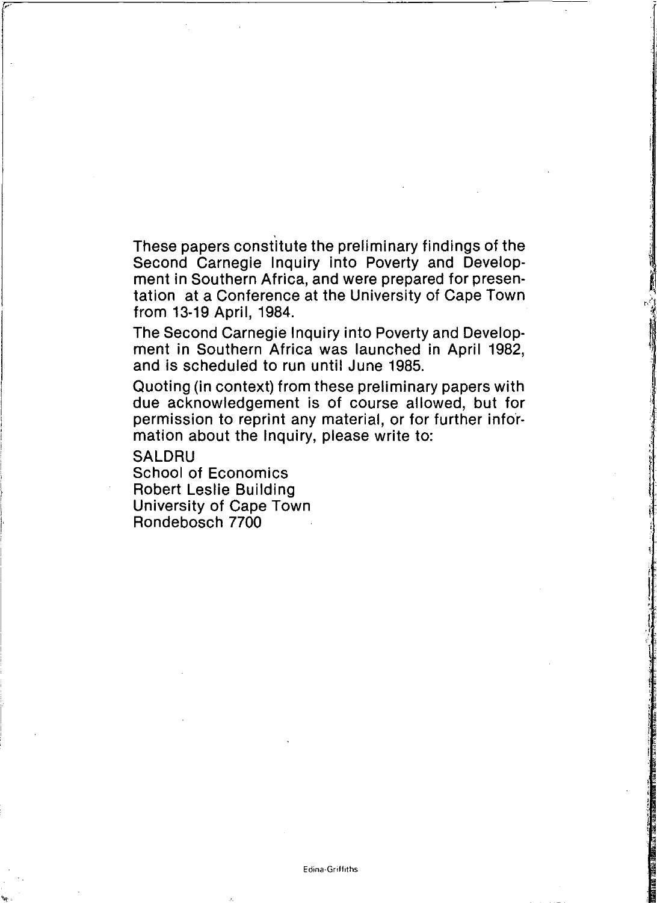These papers constitute the preliminary findings of the Second Carnegie Inquiry into Poverty and Development in Southern Africa, and were prepared for presentation at a Conference at the University of Cape Town from 13-19 April, 1984.

The Second Carnegie Inquiry into Poverty and Development in Southern Africa was launched in April 1982, and is scheduled to run until June 1985.

Quoting (in context) from these preliminary papers with due acknowledgement is of course allowed, but for permission to reprint any material, or for further information about the Inquiry, please write to:

SALDRU
School of Economics
Robert Leslie Building
University of Cape Town
Rondebosch 7700

Edina-Griffiths